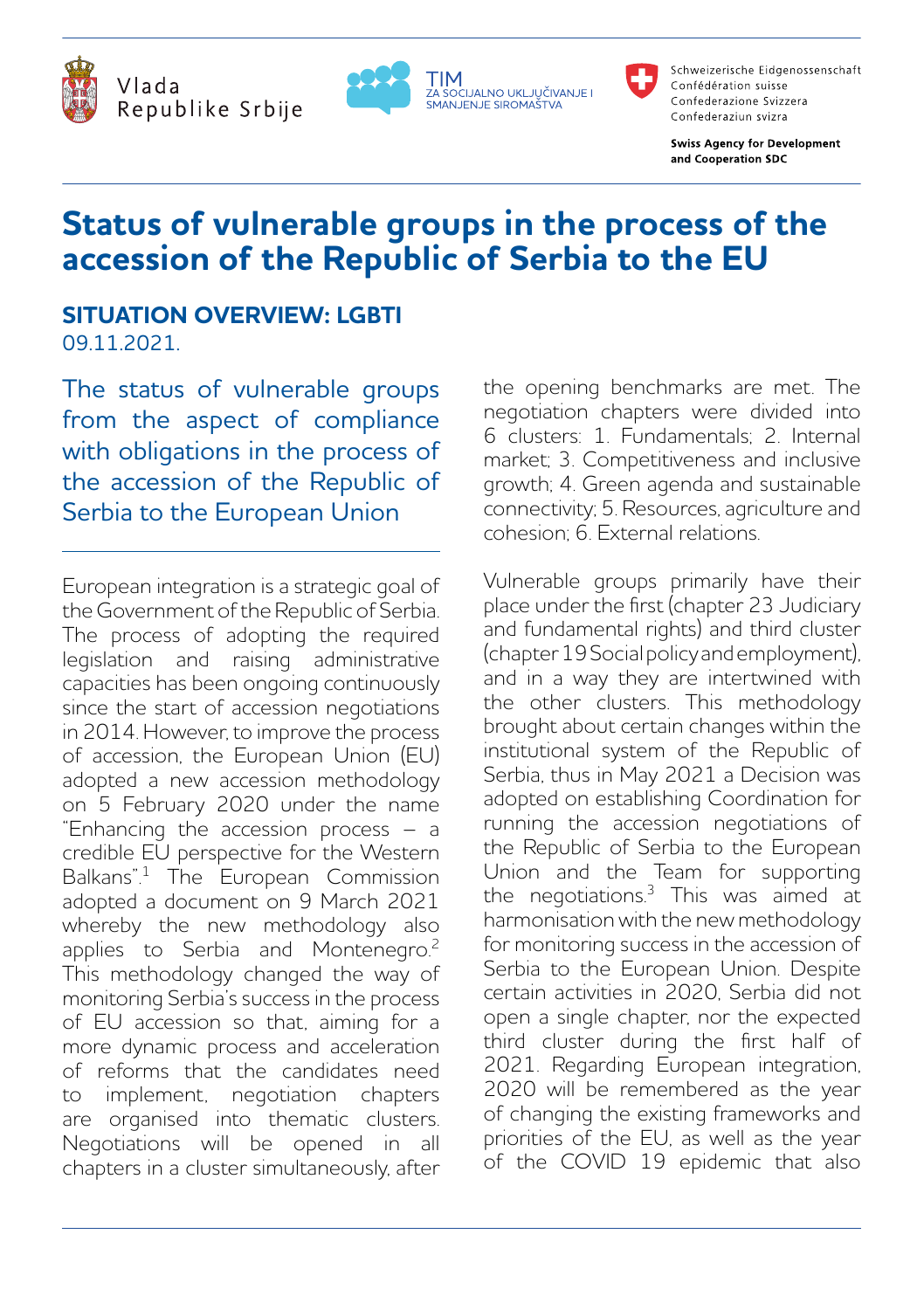Vlada Republike Srbije

TIM ZA SOCIJALNO UKLJUČIVANJE I SMANJENJE SIROMAŠTVA

Schweizerische Eidgenossenschaft
Confédération suisse
Confederazione Svizzera
Confederaziun svizra

**Swiss Agency for Development and Cooperation SDC**

# Status of vulnerable groups in the process of the accession of the Republic of Serbia to the EU

## SITUATION OVERVIEW: LGBTI

09.11.2021.

The status of vulnerable groups from the aspect of compliance with obligations in the process of the accession of the Republic of Serbia to the European Union

European integration is a strategic goal of the Government of the Republic of Serbia. The process of adopting the required legislation and raising administrative capacities has been ongoing continuously since the start of accession negotiations in 2014. However, to improve the process of accession, the European Union (EU) adopted a new accession methodology on 5 February 2020 under the name "Enhancing the accession process – a credible EU perspective for the Western Balkans".[1] The European Commission adopted a document on 9 March 2021 whereby the new methodology also applies to Serbia and Montenegro.[2] This methodology changed the way of monitoring Serbia's success in the process of EU accession so that, aiming for a more dynamic process and acceleration of reforms that the candidates need to implement, negotiation chapters are organised into thematic clusters. Negotiations will be opened in all chapters in a cluster simultaneously, after the opening benchmarks are met. The negotiation chapters were divided into 6 clusters: 1. Fundamentals; 2. Internal market; 3. Competitiveness and inclusive growth; 4. Green agenda and sustainable connectivity; 5. Resources, agriculture and cohesion; 6. External relations.

Vulnerable groups primarily have their place under the first (chapter 23 Judiciary and fundamental rights) and third cluster (chapter 19 Social policy and employment), and in a way they are intertwined with the other clusters. This methodology brought about certain changes within the institutional system of the Republic of Serbia, thus in May 2021 a Decision was adopted on establishing Coordination for running the accession negotiations of the Republic of Serbia to the European Union and the Team for supporting the negotiations.[3] This was aimed at harmonisation with the new methodology for monitoring success in the accession of Serbia to the European Union. Despite certain activities in 2020, Serbia did not open a single chapter, nor the expected third cluster during the first half of 2021. Regarding European integration, 2020 will be remembered as the year of changing the existing frameworks and priorities of the EU, as well as the year of the COVID 19 epidemic that also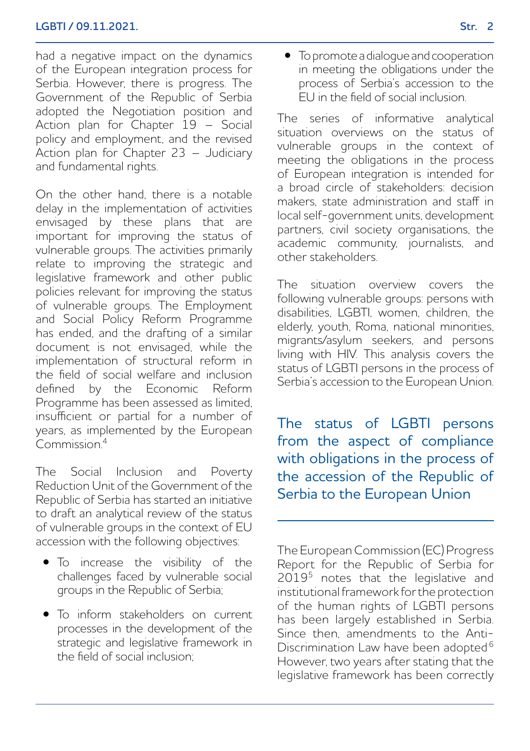had a negative impact on the dynamics of the European integration process for Serbia. However, there is progress. The Government of the Republic of Serbia adopted the Negotiation position and Action plan for Chapter 19 – Social policy and employment, and the revised Action plan for Chapter 23 – Judiciary and fundamental rights.

On the other hand, there is a notable delay in the implementation of activities envisaged by these plans that are important for improving the status of vulnerable groups. The activities primarily relate to improving the strategic and legislative framework and other public policies relevant for improving the status of vulnerable groups. The Employment and Social Policy Reform Programme has ended, and the drafting of a similar document is not envisaged, while the implementation of structural reform in the field of social welfare and inclusion defined by the Economic Reform Programme has been assessed as limited, insufficient or partial for a number of years, as implemented by the European Commission.[4]

The Social Inclusion and Poverty Reduction Unit of the Government of the Republic of Serbia has started an initiative to draft an analytical review of the status of vulnerable groups in the context of EU accession with the following objectives:

- To increase the visibility of the challenges faced by vulnerable social groups in the Republic of Serbia;
- To inform stakeholders on current processes in the development of the strategic and legislative framework in the field of social inclusion;
- To promote a dialogue and cooperation in meeting the obligations under the process of Serbia's accession to the EU in the field of social inclusion.

The series of informative analytical situation overviews on the status of vulnerable groups in the context of meeting the obligations in the process of European integration is intended for a broad circle of stakeholders: decision makers, state administration and staff in local self-government units, development partners, civil society organisations, the academic community, journalists, and other stakeholders.

The situation overview covers the following vulnerable groups: persons with disabilities, LGBTI, women, children, the elderly, youth, Roma, national minorities, migrants/asylum seekers, and persons living with HIV. This analysis covers the status of LGBTI persons in the process of Serbia's accession to the European Union.

## The status of LGBTI persons from the aspect of compliance with obligations in the process of the accession of the Republic of Serbia to the European Union

The European Commission (EC) Progress Report for the Republic of Serbia for 2019[5] notes that the legislative and institutional framework for the protection of the human rights of LGBTI persons has been largely established in Serbia. Since then, amendments to the Anti-Discrimination Law have been adopted.[6] However, two years after stating that the legislative framework has been correctly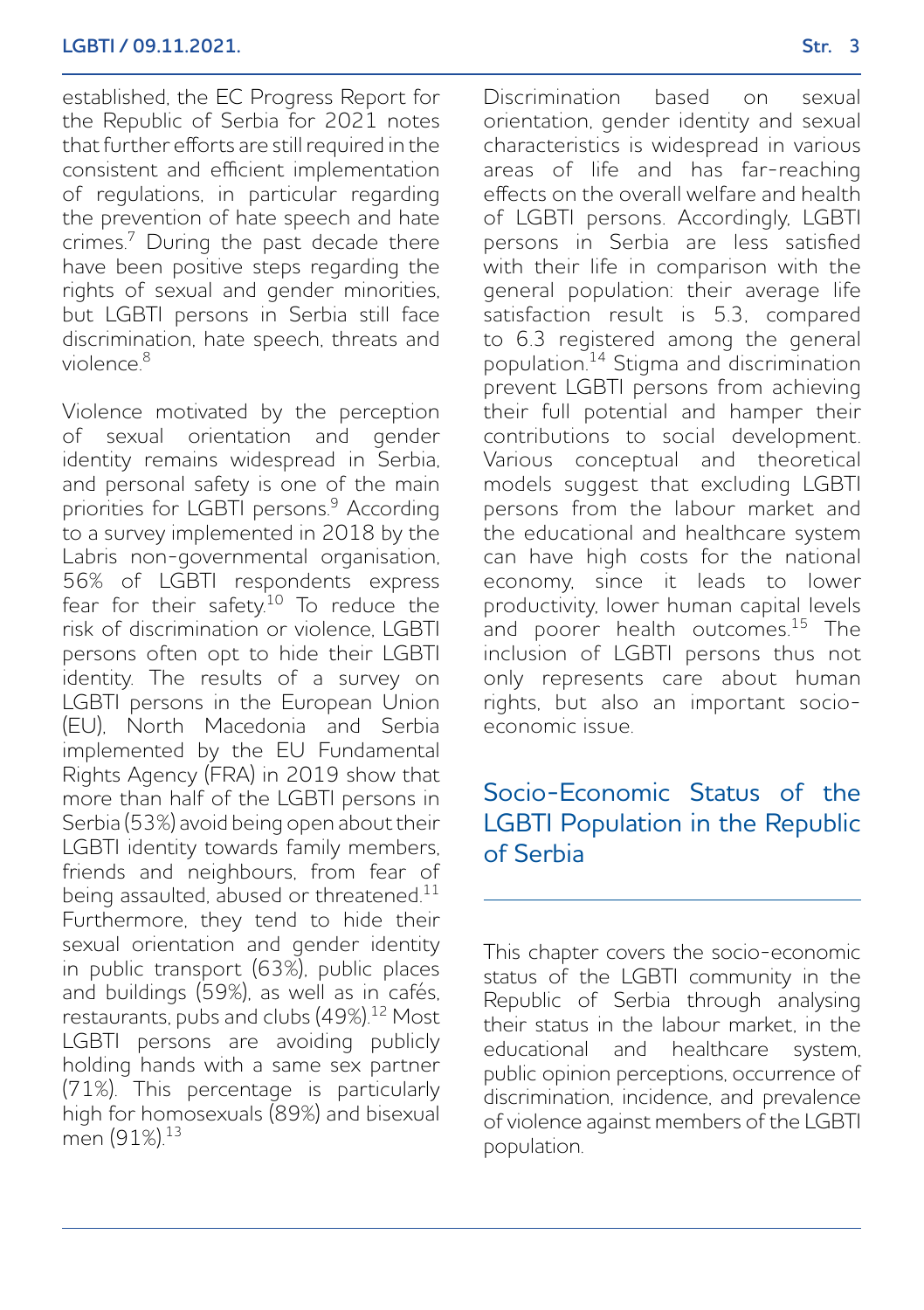established, the EC Progress Report for the Republic of Serbia for 2021 notes that further efforts are still required in the consistent and efficient implementation of regulations, in particular regarding the prevention of hate speech and hate crimes.[7] During the past decade there have been positive steps regarding the rights of sexual and gender minorities, but LGBTI persons in Serbia still face discrimination, hate speech, threats and violence.[8]

Violence motivated by the perception of sexual orientation and gender identity remains widespread in Serbia, and personal safety is one of the main priorities for LGBTI persons.[9] According to a survey implemented in 2018 by the Labris non-governmental organisation, 56% of LGBTI respondents express fear for their safety.[10] To reduce the risk of discrimination or violence, LGBTI persons often opt to hide their LGBTI identity. The results of a survey on LGBTI persons in the European Union (EU), North Macedonia and Serbia implemented by the EU Fundamental Rights Agency (FRA) in 2019 show that more than half of the LGBTI persons in Serbia (53%) avoid being open about their LGBTI identity towards family members, friends and neighbours, from fear of being assaulted, abused or threatened.[11] Furthermore, they tend to hide their sexual orientation and gender identity in public transport (63%), public places and buildings (59%), as well as in cafés, restaurants, pubs and clubs (49%).[12] Most LGBTI persons are avoiding publicly holding hands with a same sex partner (71%). This percentage is particularly high for homosexuals (89%) and bisexual men (91%).[13]

Discrimination based on sexual orientation, gender identity and sexual characteristics is widespread in various areas of life and has far-reaching effects on the overall welfare and health of LGBTI persons. Accordingly, LGBTI persons in Serbia are less satisfied with their life in comparison with the general population: their average life satisfaction result is 5.3, compared to 6.3 registered among the general population.[14] Stigma and discrimination prevent LGBTI persons from achieving their full potential and hamper their contributions to social development. Various conceptual and theoretical models suggest that excluding LGBTI persons from the labour market and the educational and healthcare system can have high costs for the national economy, since it leads to lower productivity, lower human capital levels and poorer health outcomes.[15] The inclusion of LGBTI persons thus not only represents care about human rights, but also an important socio-economic issue.

## Socio-Economic Status of the LGBTI Population in the Republic of Serbia

This chapter covers the socio-economic status of the LGBTI community in the Republic of Serbia through analysing their status in the labour market, in the educational and healthcare system, public opinion perceptions, occurrence of discrimination, incidence, and prevalence of violence against members of the LGBTI population.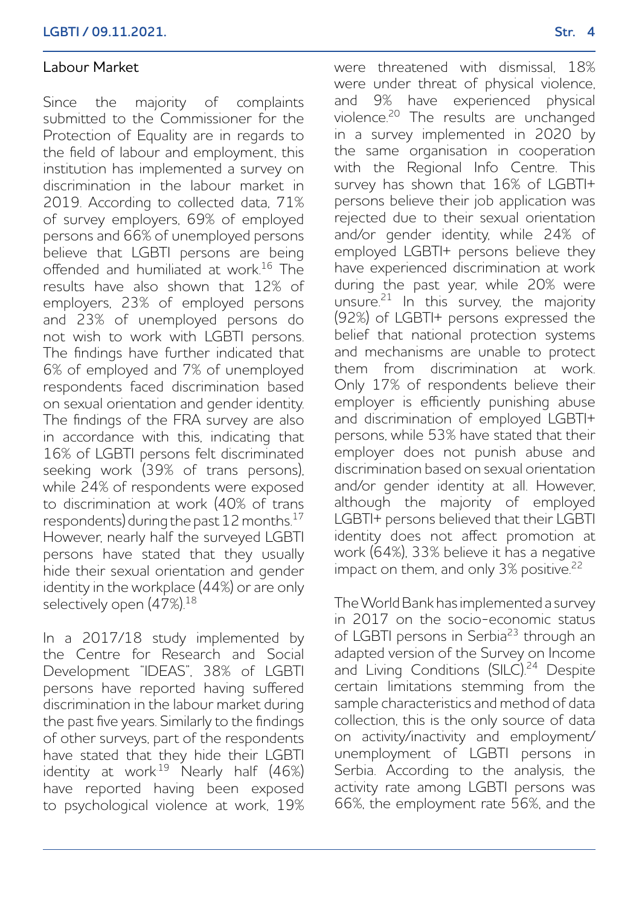## Labour Market

Since the majority of complaints submitted to the Commissioner for the Protection of Equality are in regards to the field of labour and employment, this institution has implemented a survey on discrimination in the labour market in 2019. According to collected data, 71% of survey employers, 69% of employed persons and 66% of unemployed persons believe that LGBTI persons are being offended and humiliated at work.[16] The results have also shown that 12% of employers, 23% of employed persons and 23% of unemployed persons do not wish to work with LGBTI persons. The findings have further indicated that 6% of employed and 7% of unemployed respondents faced discrimination based on sexual orientation and gender identity. The findings of the FRA survey are also in accordance with this, indicating that 16% of LGBTI persons felt discriminated seeking work (39% of trans persons), while 24% of respondents were exposed to discrimination at work (40% of trans respondents) during the past 12 months.[17] However, nearly half the surveyed LGBTI persons have stated that they usually hide their sexual orientation and gender identity in the workplace (44%) or are only selectively open (47%).[18]

In a 2017/18 study implemented by the Centre for Research and Social Development "IDEAS", 38% of LGBTI persons have reported having suffered discrimination in the labour market during the past five years. Similarly to the findings of other surveys, part of the respondents have stated that they hide their LGBTI identity at work[19] Nearly half (46%) have reported having been exposed to psychological violence at work, 19% were threatened with dismissal, 18% were under threat of physical violence, and 9% have experienced physical violence.[20] The results are unchanged in a survey implemented in 2020 by the same organisation in cooperation with the Regional Info Centre. This survey has shown that 16% of LGBTI+ persons believe their job application was rejected due to their sexual orientation and/or gender identity, while 24% of employed LGBTI+ persons believe they have experienced discrimination at work during the past year, while 20% were unsure.[21] In this survey, the majority (92%) of LGBTI+ persons expressed the belief that national protection systems and mechanisms are unable to protect them from discrimination at work. Only 17% of respondents believe their employer is efficiently punishing abuse and discrimination of employed LGBTI+ persons, while 53% have stated that their employer does not punish abuse and discrimination based on sexual orientation and/or gender identity at all. However, although the majority of employed LGBTI+ persons believed that their LGBTI identity does not affect promotion at work (64%), 33% believe it has a negative impact on them, and only 3% positive.[22]

The World Bank has implemented a survey in 2017 on the socio-economic status of LGBTI persons in Serbia[23] through an adapted version of the Survey on Income and Living Conditions (SILC).[24] Despite certain limitations stemming from the sample characteristics and method of data collection, this is the only source of data on activity/inactivity and employment/unemployment of LGBTI persons in Serbia. According to the analysis, the activity rate among LGBTI persons was 66%, the employment rate 56%, and the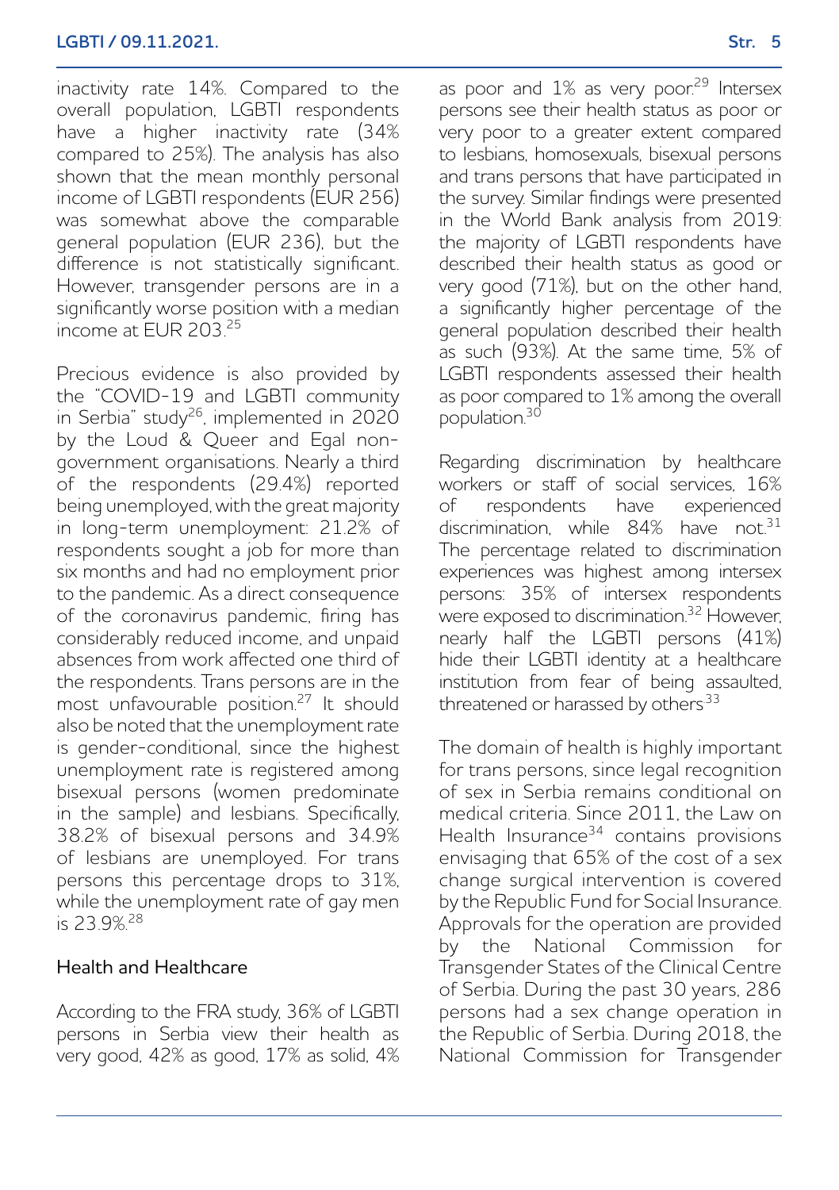inactivity rate 14%. Compared to the overall population, LGBTI respondents have a higher inactivity rate (34% compared to 25%). The analysis has also shown that the mean monthly personal income of LGBTI respondents (EUR 256) was somewhat above the comparable general population (EUR 236), but the difference is not statistically significant. However, transgender persons are in a significantly worse position with a median income at EUR 203.[25]

Precious evidence is also provided by the "COVID-19 and LGBTI community in Serbia" study[26], implemented in 2020 by the Loud & Queer and Egal non-government organisations. Nearly a third of the respondents (29.4%) reported being unemployed, with the great majority in long-term unemployment: 21.2% of respondents sought a job for more than six months and had no employment prior to the pandemic. As a direct consequence of the coronavirus pandemic, firing has considerably reduced income, and unpaid absences from work affected one third of the respondents. Trans persons are in the most unfavourable position.[27] It should also be noted that the unemployment rate is gender-conditional, since the highest unemployment rate is registered among bisexual persons (women predominate in the sample) and lesbians. Specifically, 38.2% of bisexual persons and 34.9% of lesbians are unemployed. For trans persons this percentage drops to 31%, while the unemployment rate of gay men is 23.9%.[28]

## Health and Healthcare

According to the FRA study, 36% of LGBTI persons in Serbia view their health as very good, 42% as good, 17% as solid, 4% as poor and 1% as very poor.[29] Intersex persons see their health status as poor or very poor to a greater extent compared to lesbians, homosexuals, bisexual persons and trans persons that have participated in the survey. Similar findings were presented in the World Bank analysis from 2019: the majority of LGBTI respondents have described their health status as good or very good (71%), but on the other hand, a significantly higher percentage of the general population described their health as such (93%). At the same time, 5% of LGBTI respondents assessed their health as poor compared to 1% among the overall population.[30]

Regarding discrimination by healthcare workers or staff of social services, 16% of respondents have experienced discrimination, while 84% have not.[31] The percentage related to discrimination experiences was highest among intersex persons: 35% of intersex respondents were exposed to discrimination.[32] However, nearly half the LGBTI persons (41%) hide their LGBTI identity at a healthcare institution from fear of being assaulted, threatened or harassed by others[33]

The domain of health is highly important for trans persons, since legal recognition of sex in Serbia remains conditional on medical criteria. Since 2011, the Law on Health Insurance[34] contains provisions envisaging that 65% of the cost of a sex change surgical intervention is covered by the Republic Fund for Social Insurance. Approvals for the operation are provided by the National Commission for Transgender States of the Clinical Centre of Serbia. During the past 30 years, 286 persons had a sex change operation in the Republic of Serbia. During 2018, the National Commission for Transgender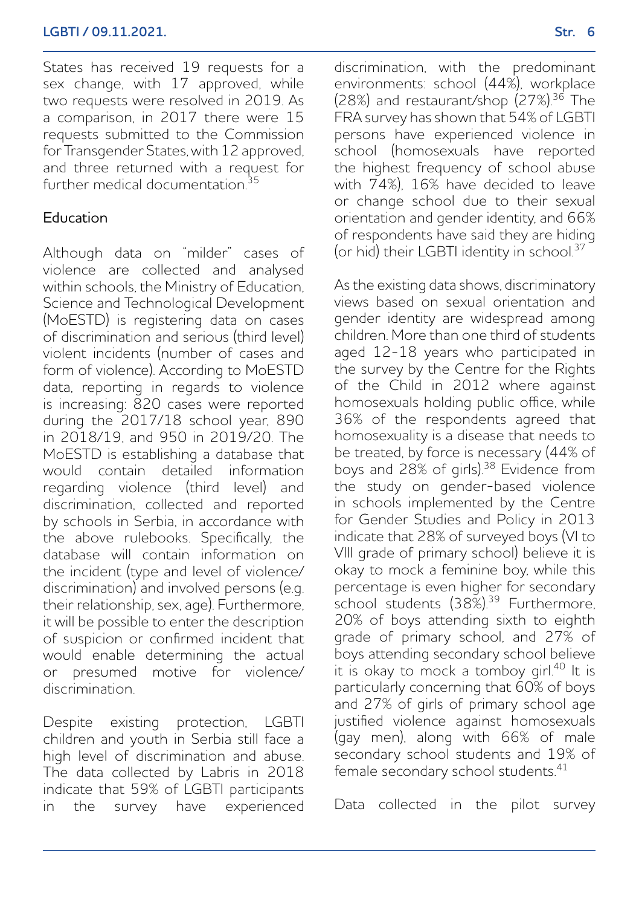States has received 19 requests for a sex change, with 17 approved, while two requests were resolved in 2019. As a comparison, in 2017 there were 15 requests submitted to the Commission for Transgender States, with 12 approved, and three returned with a request for further medical documentation.[35]

## Education

Although data on "milder" cases of violence are collected and analysed within schools, the Ministry of Education, Science and Technological Development (MoESTD) is registering data on cases of discrimination and serious (third level) violent incidents (number of cases and form of violence). According to MoESTD data, reporting in regards to violence is increasing: 820 cases were reported during the 2017/18 school year, 890 in 2018/19, and 950 in 2019/20. The MoESTD is establishing a database that would contain detailed information regarding violence (third level) and discrimination, collected and reported by schools in Serbia, in accordance with the above rulebooks. Specifically, the database will contain information on the incident (type and level of violence/discrimination) and involved persons (e.g. their relationship, sex, age). Furthermore, it will be possible to enter the description of suspicion or confirmed incident that would enable determining the actual or presumed motive for violence/discrimination.

Despite existing protection, LGBTI children and youth in Serbia still face a high level of discrimination and abuse. The data collected by Labris in 2018 indicate that 59% of LGBTI participants in the survey have experienced discrimination, with the predominant environments: school (44%), workplace (28%) and restaurant/shop (27%).[36] The FRA survey has shown that 54% of LGBTI persons have experienced violence in school (homosexuals have reported the highest frequency of school abuse with 74%), 16% have decided to leave or change school due to their sexual orientation and gender identity, and 66% of respondents have said they are hiding (or hid) their LGBTI identity in school.[37]

As the existing data shows, discriminatory views based on sexual orientation and gender identity are widespread among children. More than one third of students aged 12-18 years who participated in the survey by the Centre for the Rights of the Child in 2012 where against homosexuals holding public office, while 36% of the respondents agreed that homosexuality is a disease that needs to be treated, by force is necessary (44% of boys and 28% of girls).[38] Evidence from the study on gender-based violence in schools implemented by the Centre for Gender Studies and Policy in 2013 indicate that 28% of surveyed boys (VI to VIII grade of primary school) believe it is okay to mock a feminine boy, while this percentage is even higher for secondary school students (38%).[39] Furthermore, 20% of boys attending sixth to eighth grade of primary school, and 27% of boys attending secondary school believe it is okay to mock a tomboy girl.[40] It is particularly concerning that 60% of boys and 27% of girls of primary school age justified violence against homosexuals (gay men), along with 66% of male secondary school students and 19% of female secondary school students.[41]

Data collected in the pilot survey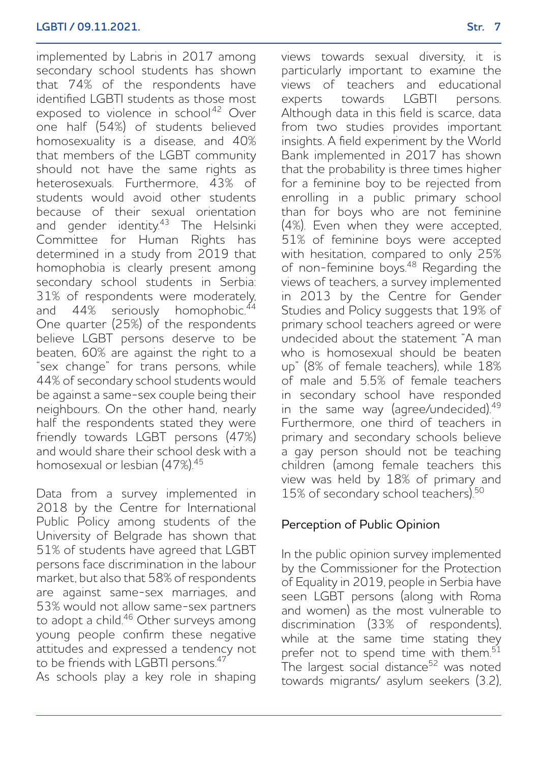implemented by Labris in 2017 among secondary school students has shown that 74% of the respondents have identified LGBTI students as those most exposed to violence in school[42] Over one half (54%) of students believed homosexuality is a disease, and 40% that members of the LGBT community should not have the same rights as heterosexuals. Furthermore, 43% of students would avoid other students because of their sexual orientation and gender identity.[43] The Helsinki Committee for Human Rights has determined in a study from 2019 that homophobia is clearly present among secondary school students in Serbia: 31% of respondents were moderately, and 44% seriously homophobic.[44] One quarter (25%) of the respondents believe LGBT persons deserve to be beaten, 60% are against the right to a "sex change" for trans persons, while 44% of secondary school students would be against a same-sex couple being their neighbours. On the other hand, nearly half the respondents stated they were friendly towards LGBT persons (47%) and would share their school desk with a homosexual or lesbian (47%).[45]

Data from a survey implemented in 2018 by the Centre for International Public Policy among students of the University of Belgrade has shown that 51% of students have agreed that LGBT persons face discrimination in the labour market, but also that 58% of respondents are against same-sex marriages, and 53% would not allow same-sex partners to adopt a child.[46] Other surveys among young people confirm these negative attitudes and expressed a tendency not to be friends with LGBTI persons.[47]

As schools play a key role in shaping views towards sexual diversity, it is particularly important to examine the views of teachers and educational experts towards LGBTI persons. Although data in this field is scarce, data from two studies provides important insights. A field experiment by the World Bank implemented in 2017 has shown that the probability is three times higher for a feminine boy to be rejected from enrolling in a public primary school than for boys who are not feminine (4%). Even when they were accepted, 51% of feminine boys were accepted with hesitation, compared to only 25% of non-feminine boys.[48] Regarding the views of teachers, a survey implemented in 2013 by the Centre for Gender Studies and Policy suggests that 19% of primary school teachers agreed or were undecided about the statement "A man who is homosexual should be beaten up" (8% of female teachers), while 18% of male and 5.5% of female teachers in secondary school have responded in the same way (agree/undecided).[49] Furthermore, one third of teachers in primary and secondary schools believe a gay person should not be teaching children (among female teachers this view was held by 18% of primary and 15% of secondary school teachers).[50]

## Perception of Public Opinion

In the public opinion survey implemented by the Commissioner for the Protection of Equality in 2019, people in Serbia have seen LGBT persons (along with Roma and women) as the most vulnerable to discrimination (33% of respondents), while at the same time stating they prefer not to spend time with them.[51] The largest social distance[52] was noted towards migrants/ asylum seekers (3.2),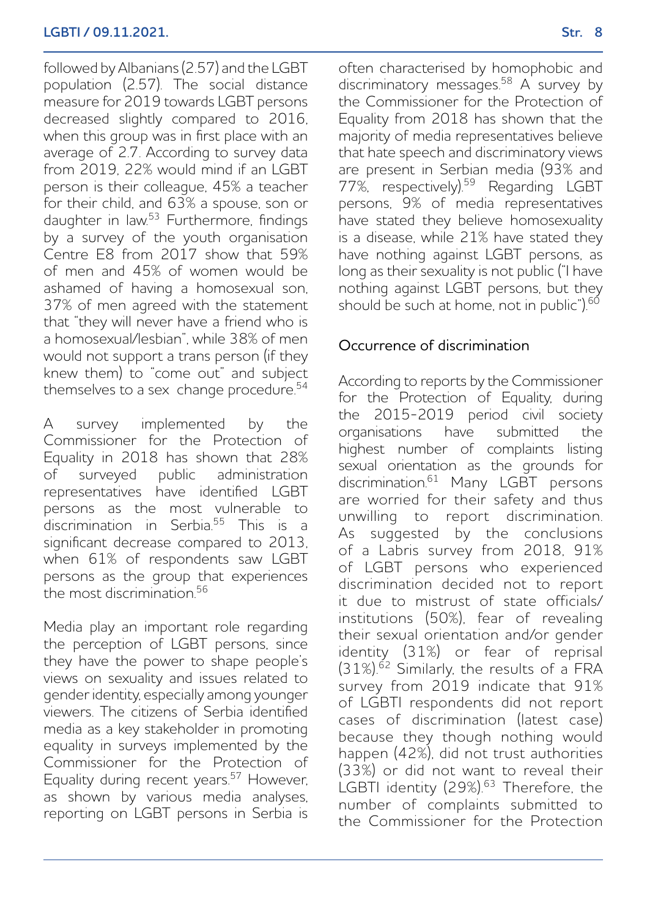followed by Albanians (2.57) and the LGBT population (2.57). The social distance measure for 2019 towards LGBT persons decreased slightly compared to 2016, when this group was in first place with an average of 2.7. According to survey data from 2019, 22% would mind if an LGBT person is their colleague, 45% a teacher for their child, and 63% a spouse, son or daughter in law.[53] Furthermore, findings by a survey of the youth organisation Centre E8 from 2017 show that 59% of men and 45% of women would be ashamed of having a homosexual son, 37% of men agreed with the statement that "they will never have a friend who is a homosexual/lesbian", while 38% of men would not support a trans person (if they knew them) to "come out" and subject themselves to a sex change procedure.[54]

A survey implemented by the Commissioner for the Protection of Equality in 2018 has shown that 28% of surveyed public administration representatives have identified LGBT persons as the most vulnerable to discrimination in Serbia.[55] This is a significant decrease compared to 2013, when 61% of respondents saw LGBT persons as the group that experiences the most discrimination.[56]

Media play an important role regarding the perception of LGBT persons, since they have the power to shape people's views on sexuality and issues related to gender identity, especially among younger viewers. The citizens of Serbia identified media as a key stakeholder in promoting equality in surveys implemented by the Commissioner for the Protection of Equality during recent years.[57] However, as shown by various media analyses, reporting on LGBT persons in Serbia is often characterised by homophobic and discriminatory messages.[58] A survey by the Commissioner for the Protection of Equality from 2018 has shown that the majority of media representatives believe that hate speech and discriminatory views are present in Serbian media (93% and 77%, respectively).[59] Regarding LGBT persons, 9% of media representatives have stated they believe homosexuality is a disease, while 21% have stated they have nothing against LGBT persons, as long as their sexuality is not public ("I have nothing against LGBT persons, but they should be such at home, not in public").[60]

## Occurrence of discrimination

According to reports by the Commissioner for the Protection of Equality, during the 2015-2019 period civil society organisations have submitted the highest number of complaints listing sexual orientation as the grounds for discrimination.[61] Many LGBT persons are worried for their safety and thus unwilling to report discrimination. As suggested by the conclusions of a Labris survey from 2018, 91% of LGBT persons who experienced discrimination decided not to report it due to mistrust of state officials/ institutions (50%), fear of revealing their sexual orientation and/or gender identity (31%) or fear of reprisal (31%).[62] Similarly, the results of a FRA survey from 2019 indicate that 91% of LGBTI respondents did not report cases of discrimination (latest case) because they though nothing would happen (42%), did not trust authorities (33%) or did not want to reveal their LGBTI identity (29%).[63] Therefore, the number of complaints submitted to the Commissioner for the Protection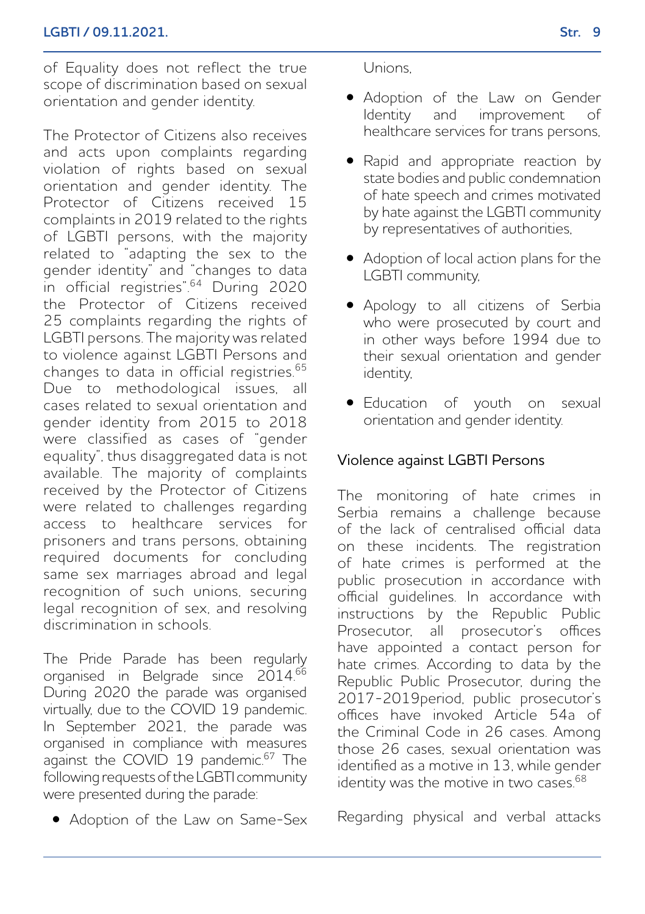of Equality does not reflect the true scope of discrimination based on sexual orientation and gender identity.

The Protector of Citizens also receives and acts upon complaints regarding violation of rights based on sexual orientation and gender identity. The Protector of Citizens received 15 complaints in 2019 related to the rights of LGBTI persons, with the majority related to "adapting the sex to the gender identity" and "changes to data in official registries".[64] During 2020 the Protector of Citizens received 25 complaints regarding the rights of LGBTI persons. The majority was related to violence against LGBTI Persons and changes to data in official registries.[65] Due to methodological issues, all cases related to sexual orientation and gender identity from 2015 to 2018 were classified as cases of "gender equality", thus disaggregated data is not available. The majority of complaints received by the Protector of Citizens were related to challenges regarding access to healthcare services for prisoners and trans persons, obtaining required documents for concluding same sex marriages abroad and legal recognition of such unions, securing legal recognition of sex, and resolving discrimination in schools.

The Pride Parade has been regularly organised in Belgrade since 2014.[66] During 2020 the parade was organised virtually, due to the COVID 19 pandemic. In September 2021, the parade was organised in compliance with measures against the COVID 19 pandemic.[67] The following requests of the LGBTI community were presented during the parade:

- Adoption of the Law on Same-Sex Unions,
- Adoption of the Law on Gender Identity and improvement of healthcare services for trans persons,
- Rapid and appropriate reaction by state bodies and public condemnation of hate speech and crimes motivated by hate against the LGBTI community by representatives of authorities,
- Adoption of local action plans for the LGBTI community,
- Apology to all citizens of Serbia who were prosecuted by court and in other ways before 1994 due to their sexual orientation and gender identity,
- Education of youth on sexual orientation and gender identity.

## Violence against LGBTI Persons

The monitoring of hate crimes in Serbia remains a challenge because of the lack of centralised official data on these incidents. The registration of hate crimes is performed at the public prosecution in accordance with official guidelines. In accordance with instructions by the Republic Public Prosecutor, all prosecutor's offices have appointed a contact person for hate crimes. According to data by the Republic Public Prosecutor, during the 2017-2019period, public prosecutor's offices have invoked Article 54a of the Criminal Code in 26 cases. Among those 26 cases, sexual orientation was identified as a motive in 13, while gender identity was the motive in two cases.[68]

Regarding physical and verbal attacks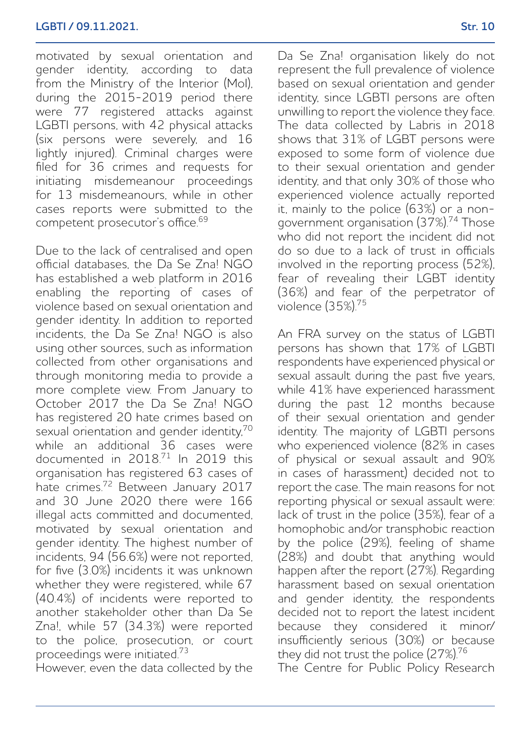motivated by sexual orientation and gender identity, according to data from the Ministry of the Interior (MoI), during the 2015-2019 period there were 77 registered attacks against LGBTI persons, with 42 physical attacks (six persons were severely, and 16 lightly injured). Criminal charges were filed for 36 crimes and requests for initiating misdemeanour proceedings for 13 misdemeanours, while in other cases reports were submitted to the competent prosecutor's office.[69]

Due to the lack of centralised and open official databases, the Da Se Zna! NGO has established a web platform in 2016 enabling the reporting of cases of violence based on sexual orientation and gender identity. In addition to reported incidents, the Da Se Zna! NGO is also using other sources, such as information collected from other organisations and through monitoring media to provide a more complete view. From January to October 2017 the Da Se Zna! NGO has registered 20 hate crimes based on sexual orientation and gender identity,[70] while an additional 36 cases were documented in 2018.[71] In 2019 this organisation has registered 63 cases of hate crimes.[72] Between January 2017 and 30 June 2020 there were 166 illegal acts committed and documented, motivated by sexual orientation and gender identity. The highest number of incidents, 94 (56.6%) were not reported, for five (3.0%) incidents it was unknown whether they were registered, while 67 (40.4%) of incidents were reported to another stakeholder other than Da Se Zna!, while 57 (34.3%) were reported to the police, prosecution, or court proceedings were initiated.[73]

However, even the data collected by the Da Se Zna! organisation likely do not represent the full prevalence of violence based on sexual orientation and gender identity, since LGBTI persons are often unwilling to report the violence they face. The data collected by Labris in 2018 shows that 31% of LGBT persons were exposed to some form of violence due to their sexual orientation and gender identity, and that only 30% of those who experienced violence actually reported it, mainly to the police (63%) or a non-government organisation (37%).[74] Those who did not report the incident did not do so due to a lack of trust in officials involved in the reporting process (52%), fear of revealing their LGBT identity (36%) and fear of the perpetrator of violence (35%).[75]

An FRA survey on the status of LGBTI persons has shown that 17% of LGBTI respondents have experienced physical or sexual assault during the past five years, while 41% have experienced harassment during the past 12 months because of their sexual orientation and gender identity. The majority of LGBTI persons who experienced violence (82% in cases of physical or sexual assault and 90% in cases of harassment) decided not to report the case. The main reasons for not reporting physical or sexual assault were: lack of trust in the police (35%), fear of a homophobic and/or transphobic reaction by the police (29%), feeling of shame (28%) and doubt that anything would happen after the report (27%). Regarding harassment based on sexual orientation and gender identity, the respondents decided not to report the latest incident because they considered it minor/insufficiently serious (30%) or because they did not trust the police (27%).[76]

The Centre for Public Policy Research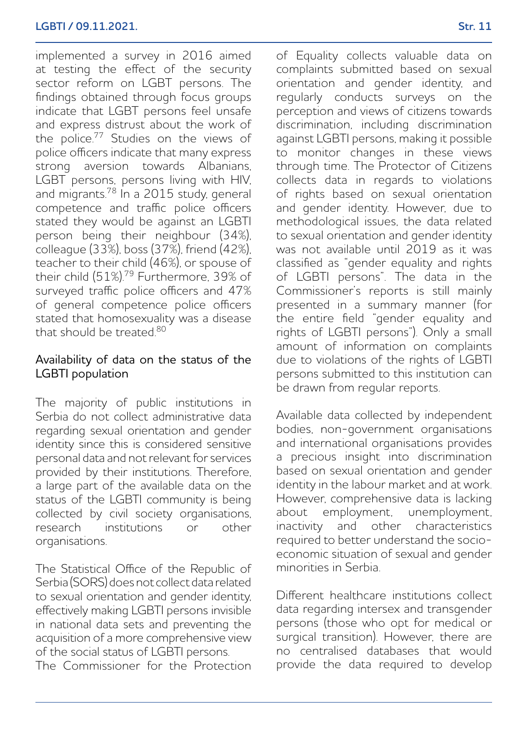implemented a survey in 2016 aimed at testing the effect of the security sector reform on LGBT persons. The findings obtained through focus groups indicate that LGBT persons feel unsafe and express distrust about the work of the police.[77] Studies on the views of police officers indicate that many express strong aversion towards Albanians, LGBT persons, persons living with HIV, and migrants.[78] In a 2015 study, general competence and traffic police officers stated they would be against an LGBTI person being their neighbour (34%), colleague (33%), boss (37%), friend (42%), teacher to their child (46%), or spouse of their child (51%).[79] Furthermore, 39% of surveyed traffic police officers and 47% of general competence police officers stated that homosexuality was a disease that should be treated.[80]

## Availability of data on the status of the LGBTI population

The majority of public institutions in Serbia do not collect administrative data regarding sexual orientation and gender identity since this is considered sensitive personal data and not relevant for services provided by their institutions. Therefore, a large part of the available data on the status of the LGBTI community is being collected by civil society organisations, research institutions or other organisations.

The Statistical Office of the Republic of Serbia (SORS) does not collect data related to sexual orientation and gender identity, effectively making LGBTI persons invisible in national data sets and preventing the acquisition of a more comprehensive view of the social status of LGBTI persons.

The Commissioner for the Protection of Equality collects valuable data on complaints submitted based on sexual orientation and gender identity, and regularly conducts surveys on the perception and views of citizens towards discrimination, including discrimination against LGBTI persons, making it possible to monitor changes in these views through time. The Protector of Citizens collects data in regards to violations of rights based on sexual orientation and gender identity. However, due to methodological issues, the data related to sexual orientation and gender identity was not available until 2019 as it was classified as "gender equality and rights of LGBTI persons". The data in the Commissioner's reports is still mainly presented in a summary manner (for the entire field "gender equality and rights of LGBTI persons"). Only a small amount of information on complaints due to violations of the rights of LGBTI persons submitted to this institution can be drawn from regular reports.

Available data collected by independent bodies, non-government organisations and international organisations provides a precious insight into discrimination based on sexual orientation and gender identity in the labour market and at work. However, comprehensive data is lacking about employment, unemployment, inactivity and other characteristics required to better understand the socio-economic situation of sexual and gender minorities in Serbia.

Different healthcare institutions collect data regarding intersex and transgender persons (those who opt for medical or surgical transition). However, there are no centralised databases that would provide the data required to develop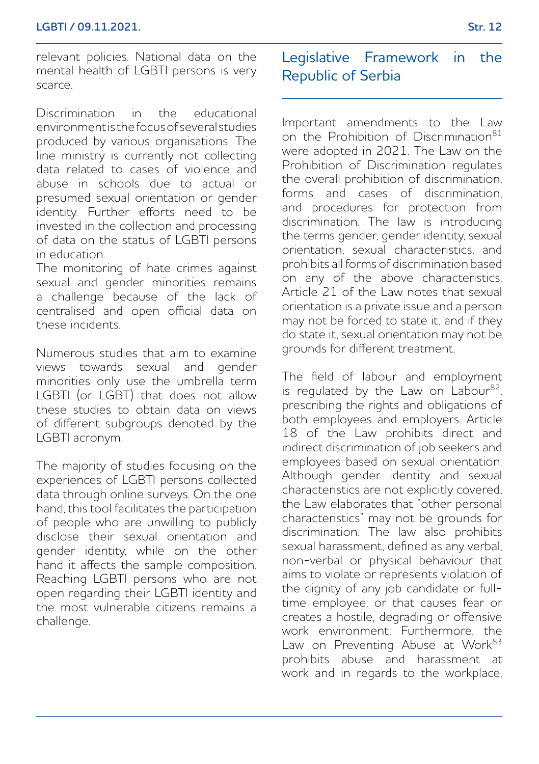relevant policies. National data on the mental health of LGBTI persons is very scarce.

Discrimination in the educational environment is the focus of several studies produced by various organisations. The line ministry is currently not collecting data related to cases of violence and abuse in schools due to actual or presumed sexual orientation or gender identity. Further efforts need to be invested in the collection and processing of data on the status of LGBTI persons in education.

The monitoring of hate crimes against sexual and gender minorities remains a challenge because of the lack of centralised and open official data on these incidents.

Numerous studies that aim to examine views towards sexual and gender minorities only use the umbrella term LGBTI (or LGBT) that does not allow these studies to obtain data on views of different subgroups denoted by the LGBTI acronym.

The majority of studies focusing on the experiences of LGBTI persons collected data through online surveys. On the one hand, this tool facilitates the participation of people who are unwilling to publicly disclose their sexual orientation and gender identity, while on the other hand it affects the sample composition. Reaching LGBTI persons who are not open regarding their LGBTI identity and the most vulnerable citizens remains a challenge.

## Legislative Framework in the Republic of Serbia

Important amendments to the Law on the Prohibition of Discrimination[81] were adopted in 2021. The Law on the Prohibition of Discrimination regulates the overall prohibition of discrimination, forms and cases of discrimination, and procedures for protection from discrimination. The law is introducing the terms gender, gender identity, sexual orientation, sexual characteristics, and prohibits all forms of discrimination based on any of the above characteristics. Article 21 of the Law notes that sexual orientation is a private issue and a person may not be forced to state it, and if they do state it, sexual orientation may not be grounds for different treatment.

The field of labour and employment is regulated by the Law on Labour[82], prescribing the rights and obligations of both employees and employers. Article 18 of the Law prohibits direct and indirect discrimination of job seekers and employees based on sexual orientation. Although gender identity and sexual characteristics are not explicitly covered, the Law elaborates that "other personal characteristics" may not be grounds for discrimination. The law also prohibits sexual harassment, defined as any verbal, non-verbal or physical behaviour that aims to violate or represents violation of the dignity of any job candidate or full-time employee, or that causes fear or creates a hostile, degrading or offensive work environment. Furthermore, the Law on Preventing Abuse at Work[83] prohibits abuse and harassment at work and in regards to the workplace,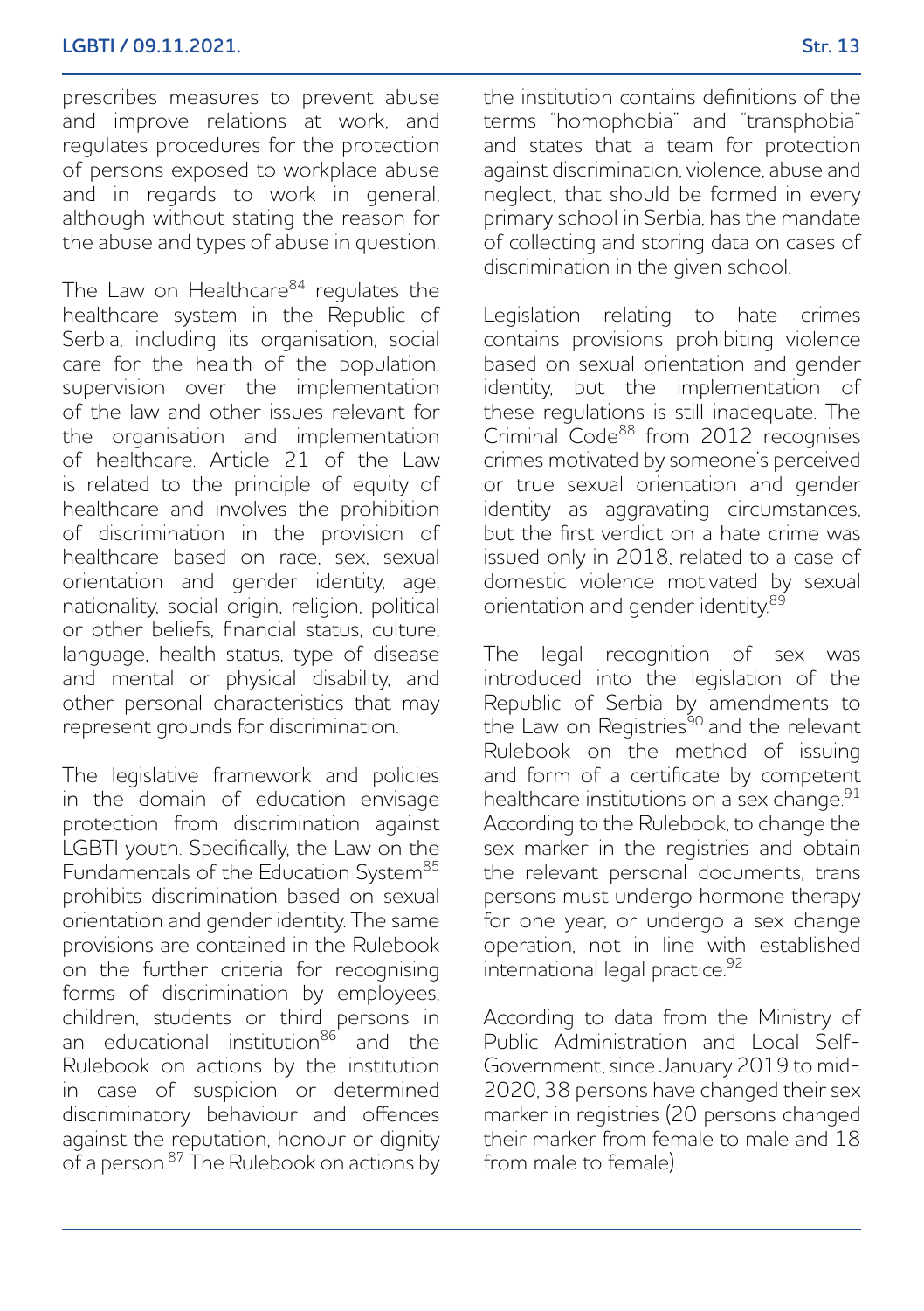prescribes measures to prevent abuse and improve relations at work, and regulates procedures for the protection of persons exposed to workplace abuse and in regards to work in general, although without stating the reason for the abuse and types of abuse in question.

The Law on Healthcare[84] regulates the healthcare system in the Republic of Serbia, including its organisation, social care for the health of the population, supervision over the implementation of the law and other issues relevant for the organisation and implementation of healthcare. Article 21 of the Law is related to the principle of equity of healthcare and involves the prohibition of discrimination in the provision of healthcare based on race, sex, sexual orientation and gender identity, age, nationality, social origin, religion, political or other beliefs, financial status, culture, language, health status, type of disease and mental or physical disability, and other personal characteristics that may represent grounds for discrimination.

The legislative framework and policies in the domain of education envisage protection from discrimination against LGBTI youth. Specifically, the Law on the Fundamentals of the Education System[85] prohibits discrimination based on sexual orientation and gender identity. The same provisions are contained in the Rulebook on the further criteria for recognising forms of discrimination by employees, children, students or third persons in an educational institution[86] and the Rulebook on actions by the institution in case of suspicion or determined discriminatory behaviour and offences against the reputation, honour or dignity of a person.[87] The Rulebook on actions by the institution contains definitions of the terms "homophobia" and "transphobia" and states that a team for protection against discrimination, violence, abuse and neglect, that should be formed in every primary school in Serbia, has the mandate of collecting and storing data on cases of discrimination in the given school.

Legislation relating to hate crimes contains provisions prohibiting violence based on sexual orientation and gender identity, but the implementation of these regulations is still inadequate. The Criminal Code[88] from 2012 recognises crimes motivated by someone's perceived or true sexual orientation and gender identity as aggravating circumstances, but the first verdict on a hate crime was issued only in 2018, related to a case of domestic violence motivated by sexual orientation and gender identity.[89]

The legal recognition of sex was introduced into the legislation of the Republic of Serbia by amendments to the Law on Registries[90] and the relevant Rulebook on the method of issuing and form of a certificate by competent healthcare institutions on a sex change.[91] According to the Rulebook, to change the sex marker in the registries and obtain the relevant personal documents, trans persons must undergo hormone therapy for one year, or undergo a sex change operation, not in line with established international legal practice.[92]

According to data from the Ministry of Public Administration and Local Self-Government, since January 2019 to mid-2020, 38 persons have changed their sex marker in registries (20 persons changed their marker from female to male and 18 from male to female).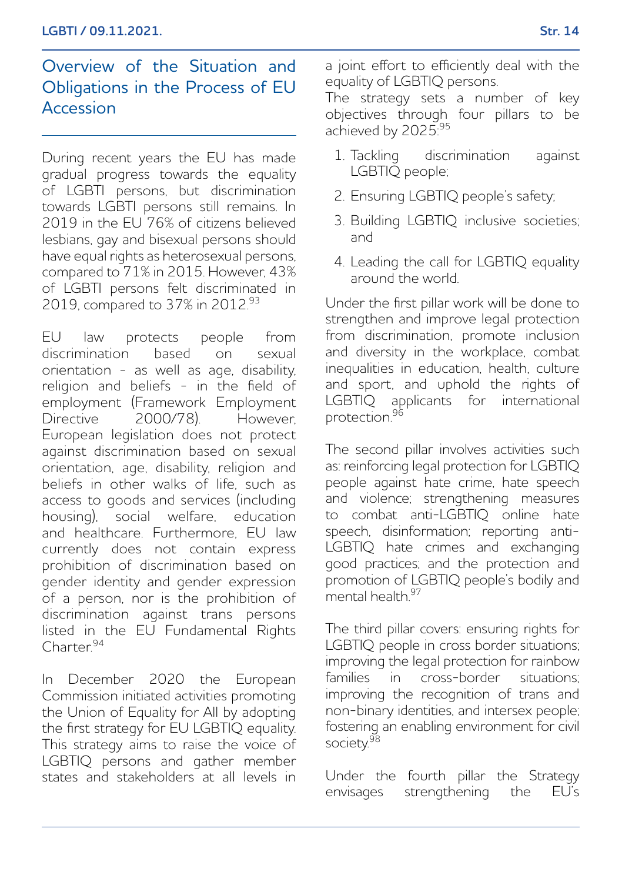## Overview of the Situation and Obligations in the Process of EU Accession

During recent years the EU has made gradual progress towards the equality of LGBTI persons, but discrimination towards LGBTI persons still remains. In 2019 in the EU 76% of citizens believed lesbians, gay and bisexual persons should have equal rights as heterosexual persons, compared to 71% in 2015. However, 43% of LGBTI persons felt discriminated in 2019, compared to 37% in 2012.[93]

EU law protects people from discrimination based on sexual orientation - as well as age, disability, religion and beliefs - in the field of employment (Framework Employment Directive 2000/78). However, European legislation does not protect against discrimination based on sexual orientation, age, disability, religion and beliefs in other walks of life, such as access to goods and services (including housing), social welfare, education and healthcare. Furthermore, EU law currently does not contain express prohibition of discrimination based on gender identity and gender expression of a person, nor is the prohibition of discrimination against trans persons listed in the EU Fundamental Rights Charter.[94]

In December 2020 the European Commission initiated activities promoting the Union of Equality for All by adopting the first strategy for EU LGBTIQ equality. This strategy aims to raise the voice of LGBTIQ persons and gather member states and stakeholders at all levels in a joint effort to efficiently deal with the equality of LGBTIQ persons.
The strategy sets a number of key objectives through four pillars to be achieved by 2025:[95]

1. Tackling discrimination against LGBTIQ people;
2. Ensuring LGBTIQ people's safety;
3. Building LGBTIQ inclusive societies; and
4. Leading the call for LGBTIQ equality around the world.

Under the first pillar work will be done to strengthen and improve legal protection from discrimination, promote inclusion and diversity in the workplace, combat inequalities in education, health, culture and sport, and uphold the rights of LGBTIQ applicants for international protection.[96]

The second pillar involves activities such as: reinforcing legal protection for LGBTIQ people against hate crime, hate speech and violence; strengthening measures to combat anti-LGBTIQ online hate speech, disinformation; reporting anti-LGBTIQ hate crimes and exchanging good practices; and the protection and promotion of LGBTIQ people's bodily and mental health.[97]

The third pillar covers: ensuring rights for LGBTIQ people in cross border situations; improving the legal protection for rainbow families in cross-border situations; improving the recognition of trans and non-binary identities, and intersex people; fostering an enabling environment for civil society.[98]

Under the fourth pillar the Strategy envisages strengthening the EU's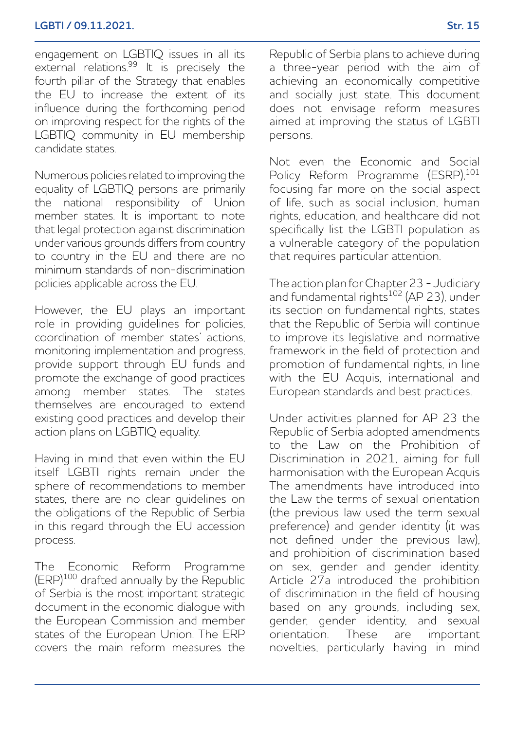engagement on LGBTIQ issues in all its external relations.[99] It is precisely the fourth pillar of the Strategy that enables the EU to increase the extent of its influence during the forthcoming period on improving respect for the rights of the LGBTIQ community in EU membership candidate states.

Numerous policies related to improving the equality of LGBTIQ persons are primarily the national responsibility of Union member states. It is important to note that legal protection against discrimination under various grounds differs from country to country in the EU and there are no minimum standards of non-discrimination policies applicable across the EU.

However, the EU plays an important role in providing guidelines for policies, coordination of member states' actions, monitoring implementation and progress, provide support through EU funds and promote the exchange of good practices among member states. The states themselves are encouraged to extend existing good practices and develop their action plans on LGBTIQ equality.

Having in mind that even within the EU itself LGBTI rights remain under the sphere of recommendations to member states, there are no clear guidelines on the obligations of the Republic of Serbia in this regard through the EU accession process.

The Economic Reform Programme (ERP)[100] drafted annually by the Republic of Serbia is the most important strategic document in the economic dialogue with the European Commission and member states of the European Union. The ERP covers the main reform measures the Republic of Serbia plans to achieve during a three-year period with the aim of achieving an economically competitive and socially just state. This document does not envisage reform measures aimed at improving the status of LGBTI persons.

Not even the Economic and Social Policy Reform Programme (ESRP),[101] focusing far more on the social aspect of life, such as social inclusion, human rights, education, and healthcare did not specifically list the LGBTI population as a vulnerable category of the population that requires particular attention.

The action plan for Chapter 23 - Judiciary and fundamental rights[102] (AP 23), under its section on fundamental rights, states that the Republic of Serbia will continue to improve its legislative and normative framework in the field of protection and promotion of fundamental rights, in line with the EU Acquis, international and European standards and best practices.

Under activities planned for AP 23 the Republic of Serbia adopted amendments to the Law on the Prohibition of Discrimination in 2021, aiming for full harmonisation with the European Acquis The amendments have introduced into the Law the terms of sexual orientation (the previous law used the term sexual preference) and gender identity (it was not defined under the previous law), and prohibition of discrimination based on sex, gender and gender identity. Article 27a introduced the prohibition of discrimination in the field of housing based on any grounds, including sex, gender, gender identity, and sexual orientation. These are important novelties, particularly having in mind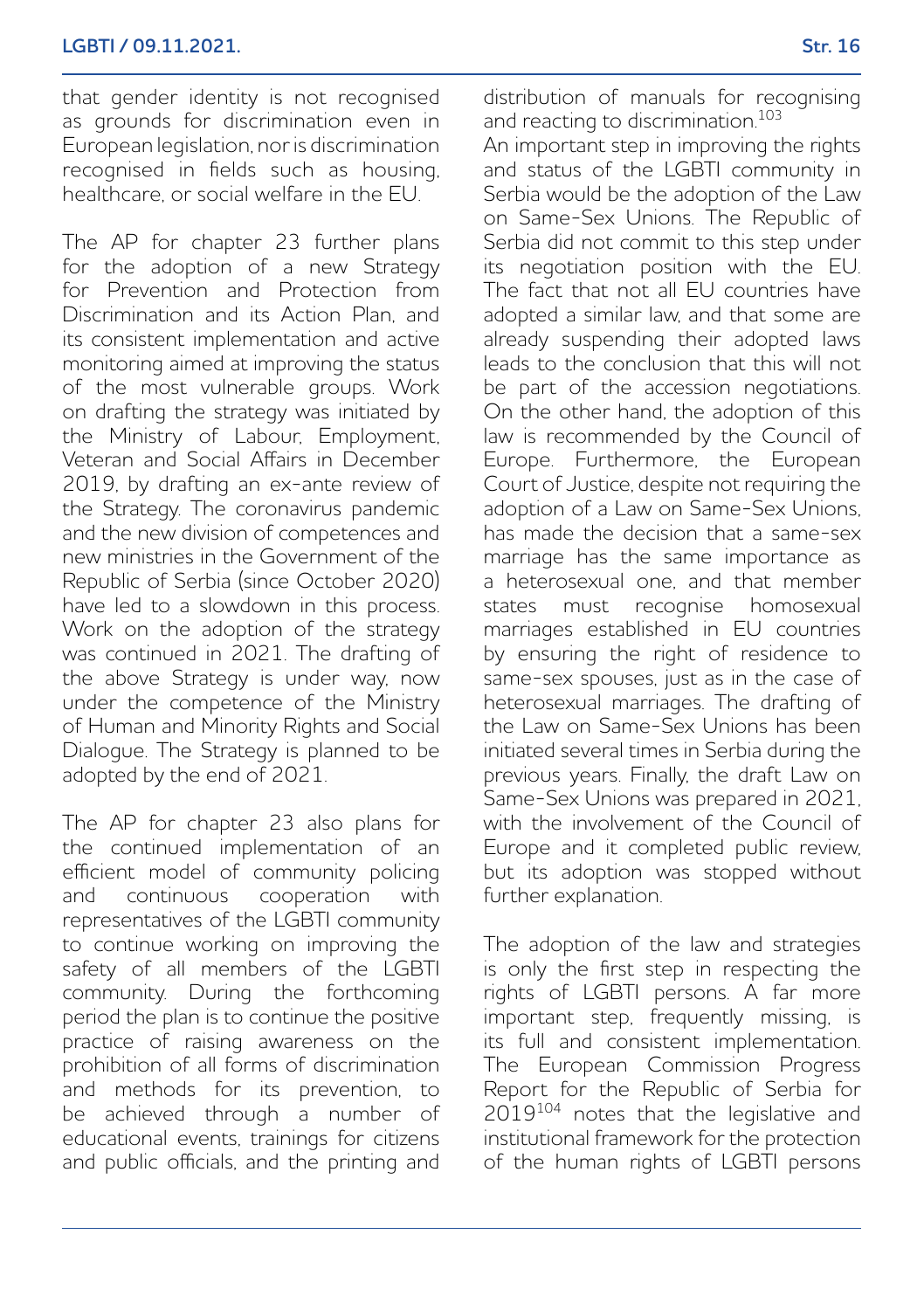that gender identity is not recognised as grounds for discrimination even in European legislation, nor is discrimination recognised in fields such as housing, healthcare, or social welfare in the EU.

The AP for chapter 23 further plans for the adoption of a new Strategy for Prevention and Protection from Discrimination and its Action Plan, and its consistent implementation and active monitoring aimed at improving the status of the most vulnerable groups. Work on drafting the strategy was initiated by the Ministry of Labour, Employment, Veteran and Social Affairs in December 2019, by drafting an ex-ante review of the Strategy. The coronavirus pandemic and the new division of competences and new ministries in the Government of the Republic of Serbia (since October 2020) have led to a slowdown in this process. Work on the adoption of the strategy was continued in 2021. The drafting of the above Strategy is under way, now under the competence of the Ministry of Human and Minority Rights and Social Dialogue. The Strategy is planned to be adopted by the end of 2021.

The AP for chapter 23 also plans for the continued implementation of an efficient model of community policing and continuous cooperation with representatives of the LGBTI community to continue working on improving the safety of all members of the LGBTI community. During the forthcoming period the plan is to continue the positive practice of raising awareness on the prohibition of all forms of discrimination and methods for its prevention, to be achieved through a number of educational events, trainings for citizens and public officials, and the printing and distribution of manuals for recognising and reacting to discrimination.[103]

An important step in improving the rights and status of the LGBTI community in Serbia would be the adoption of the Law on Same-Sex Unions. The Republic of Serbia did not commit to this step under its negotiation position with the EU. The fact that not all EU countries have adopted a similar law, and that some are already suspending their adopted laws leads to the conclusion that this will not be part of the accession negotiations. On the other hand, the adoption of this law is recommended by the Council of Europe. Furthermore, the European Court of Justice, despite not requiring the adoption of a Law on Same-Sex Unions, has made the decision that a same-sex marriage has the same importance as a heterosexual one, and that member states must recognise homosexual marriages established in EU countries by ensuring the right of residence to same-sex spouses, just as in the case of heterosexual marriages. The drafting of the Law on Same-Sex Unions has been initiated several times in Serbia during the previous years. Finally, the draft Law on Same-Sex Unions was prepared in 2021, with the involvement of the Council of Europe and it completed public review, but its adoption was stopped without further explanation.

The adoption of the law and strategies is only the first step in respecting the rights of LGBTI persons. A far more important step, frequently missing, is its full and consistent implementation. The European Commission Progress Report for the Republic of Serbia for 2019[104] notes that the legislative and institutional framework for the protection of the human rights of LGBTI persons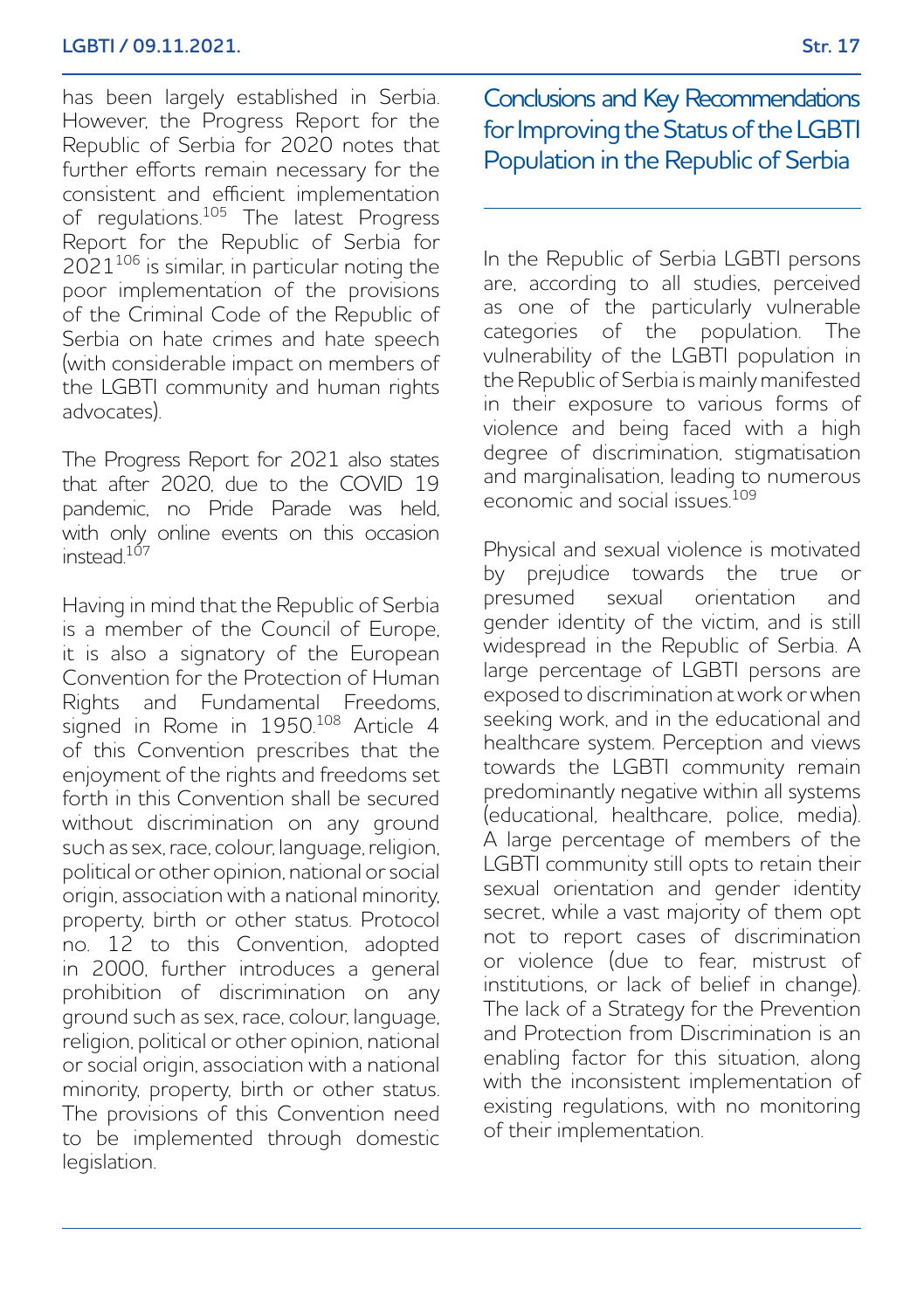has been largely established in Serbia. However, the Progress Report for the Republic of Serbia for 2020 notes that further efforts remain necessary for the consistent and efficient implementation of regulations.[105] The latest Progress Report for the Republic of Serbia for 2021[106] is similar, in particular noting the poor implementation of the provisions of the Criminal Code of the Republic of Serbia on hate crimes and hate speech (with considerable impact on members of the LGBTI community and human rights advocates).

The Progress Report for 2021 also states that after 2020, due to the COVID 19 pandemic, no Pride Parade was held, with only online events on this occasion instead.[107]

Having in mind that the Republic of Serbia is a member of the Council of Europe, it is also a signatory of the European Convention for the Protection of Human Rights and Fundamental Freedoms, signed in Rome in 1950.[108] Article 4 of this Convention prescribes that the enjoyment of the rights and freedoms set forth in this Convention shall be secured without discrimination on any ground such as sex, race, colour, language, religion, political or other opinion, national or social origin, association with a national minority, property, birth or other status. Protocol no. 12 to this Convention, adopted in 2000, further introduces a general prohibition of discrimination on any ground such as sex, race, colour, language, religion, political or other opinion, national or social origin, association with a national minority, property, birth or other status. The provisions of this Convention need to be implemented through domestic legislation.

## Conclusions and Key Recommendations for Improving the Status of the LGBTI Population in the Republic of Serbia

In the Republic of Serbia LGBTI persons are, according to all studies, perceived as one of the particularly vulnerable categories of the population. The vulnerability of the LGBTI population in the Republic of Serbia is mainly manifested in their exposure to various forms of violence and being faced with a high degree of discrimination, stigmatisation and marginalisation, leading to numerous economic and social issues.[109]

Physical and sexual violence is motivated by prejudice towards the true or presumed sexual orientation and gender identity of the victim, and is still widespread in the Republic of Serbia. A large percentage of LGBTI persons are exposed to discrimination at work or when seeking work, and in the educational and healthcare system. Perception and views towards the LGBTI community remain predominantly negative within all systems (educational, healthcare, police, media). A large percentage of members of the LGBTI community still opts to retain their sexual orientation and gender identity secret, while a vast majority of them opt not to report cases of discrimination or violence (due to fear, mistrust of institutions, or lack of belief in change). The lack of a Strategy for the Prevention and Protection from Discrimination is an enabling factor for this situation, along with the inconsistent implementation of existing regulations, with no monitoring of their implementation.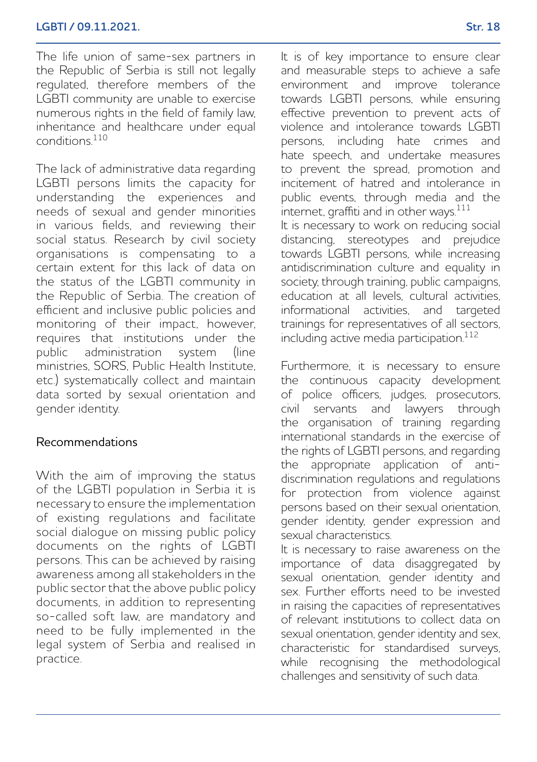The life union of same-sex partners in the Republic of Serbia is still not legally regulated, therefore members of the LGBTI community are unable to exercise numerous rights in the field of family law, inheritance and healthcare under equal conditions.[110]

The lack of administrative data regarding LGBTI persons limits the capacity for understanding the experiences and needs of sexual and gender minorities in various fields, and reviewing their social status. Research by civil society organisations is compensating to a certain extent for this lack of data on the status of the LGBTI community in the Republic of Serbia. The creation of efficient and inclusive public policies and monitoring of their impact, however, requires that institutions under the public administration system (line ministries, SORS, Public Health Institute, etc.) systematically collect and maintain data sorted by sexual orientation and gender identity.

## Recommendations

With the aim of improving the status of the LGBTI population in Serbia it is necessary to ensure the implementation of existing regulations and facilitate social dialogue on missing public policy documents on the rights of LGBTI persons. This can be achieved by raising awareness among all stakeholders in the public sector that the above public policy documents, in addition to representing so-called soft law, are mandatory and need to be fully implemented in the legal system of Serbia and realised in practice.

It is of key importance to ensure clear and measurable steps to achieve a safe environment and improve tolerance towards LGBTI persons, while ensuring effective prevention to prevent acts of violence and intolerance towards LGBTI persons, including hate crimes and hate speech, and undertake measures to prevent the spread, promotion and incitement of hatred and intolerance in public events, through media and the internet, graffiti and in other ways.[111]

It is necessary to work on reducing social distancing, stereotypes and prejudice towards LGBTI persons, while increasing antidiscrimination culture and equality in society, through training, public campaigns, education at all levels, cultural activities, informational activities, and targeted trainings for representatives of all sectors, including active media participation.[112]

Furthermore, it is necessary to ensure the continuous capacity development of police officers, judges, prosecutors, civil servants and lawyers through the organisation of training regarding international standards in the exercise of the rights of LGBTI persons, and regarding the appropriate application of anti-discrimination regulations and regulations for protection from violence against persons based on their sexual orientation, gender identity, gender expression and sexual characteristics.

It is necessary to raise awareness on the importance of data disaggregated by sexual orientation, gender identity and sex. Further efforts need to be invested in raising the capacities of representatives of relevant institutions to collect data on sexual orientation, gender identity and sex, characteristic for standardised surveys, while recognising the methodological challenges and sensitivity of such data.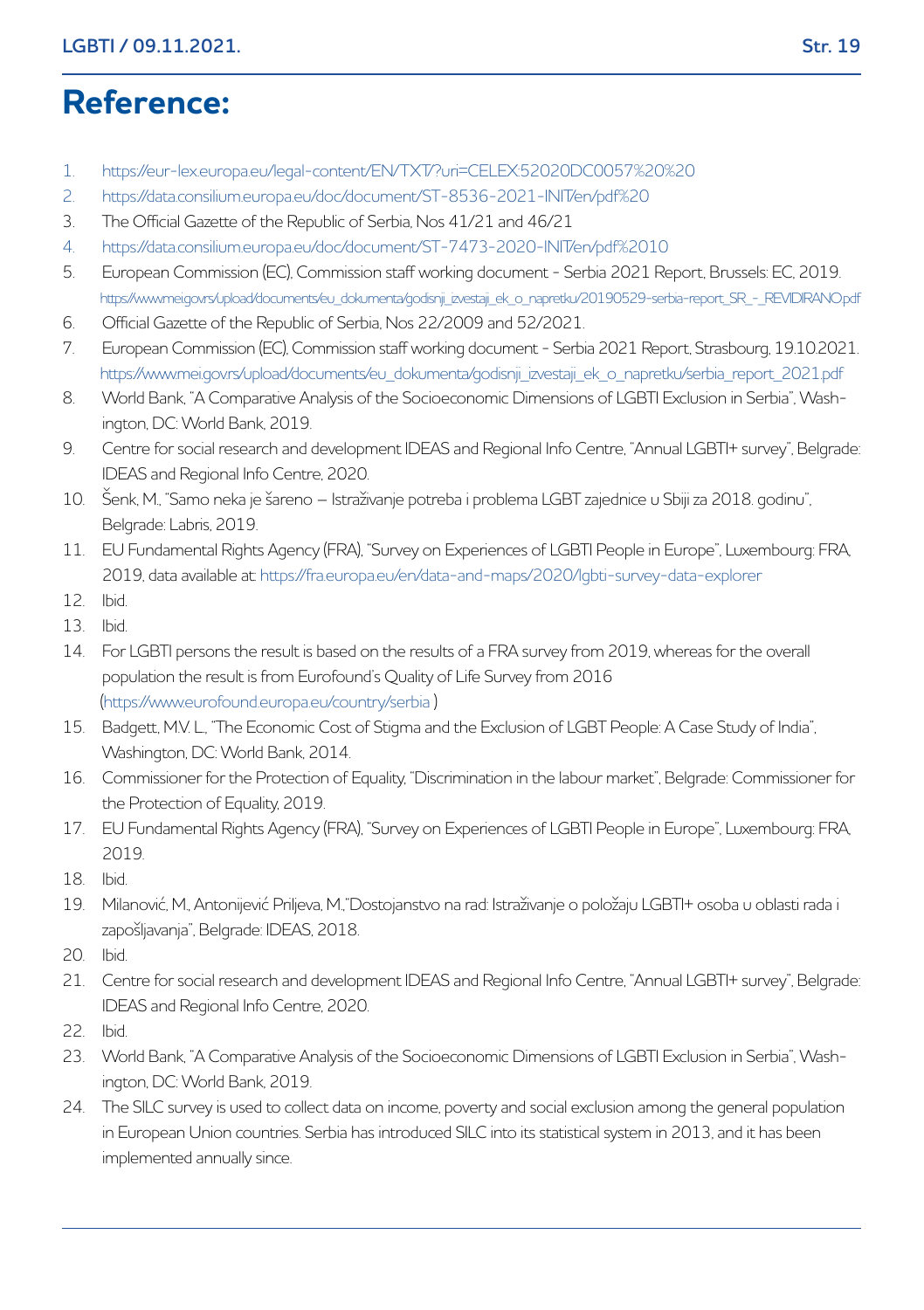# Reference:

1. https://eur-lex.europa.eu/legal-content/EN/TXT/?uri=CELEX:52020DC0057%20%20
2. https://data.consilium.europa.eu/doc/document/ST-8536-2021-INIT/en/pdf%20
3. The Official Gazette of the Republic of Serbia, Nos 41/21 and 46/21
4. https://data.consilium.europa.eu/doc/document/ST-7473-2020-INIT/en/pdf%2010
5. European Commission (EC), Commission staff working document - Serbia 2021 Report, Brussels: EC, 2019. https://www.mei.gov.rs/upload/documents/eu_dokumenta/godisnji_izvestaji_ek_o_napretku/20190529-serbia-report_SR_-_REVIDIRANO.pdf
6. Official Gazette of the Republic of Serbia, Nos 22/2009 and 52/2021.
7. European Commission (EC), Commission staff working document - Serbia 2021 Report, Strasbourg, 19.10.2021. https://www.mei.gov.rs/upload/documents/eu_dokumenta/godisnji_izvestaji_ek_o_napretku/serbia_report_2021.pdf
8. World Bank, "A Comparative Analysis of the Socioeconomic Dimensions of LGBTI Exclusion in Serbia", Washington, DC: World Bank, 2019.
9. Centre for social research and development IDEAS and Regional Info Centre, "Annual LGBTI+ survey", Belgrade: IDEAS and Regional Info Centre, 2020.
10. Šenk, M., "Samo neka je šareno – Istraživanje potreba i problema LGBT zajednice u Sbiji za 2018. godinu", Belgrade: Labris, 2019.
11. EU Fundamental Rights Agency (FRA), "Survey on Experiences of LGBTI People in Europe", Luxembourg: FRA, 2019, data available at: https://fra.europa.eu/en/data-and-maps/2020/lgbti-survey-data-explorer
12. Ibid.
13. Ibid.
14. For LGBTI persons the result is based on the results of a FRA survey from 2019, whereas for the overall population the result is from Eurofound's Quality of Life Survey from 2016 (https://www.eurofound.europa.eu/country/serbia )
15. Badgett, M.V. L., "The Economic Cost of Stigma and the Exclusion of LGBT People: A Case Study of India", Washington, DC: World Bank, 2014.
16. Commissioner for the Protection of Equality, "Discrimination in the labour market", Belgrade: Commissioner for the Protection of Equality, 2019.
17. EU Fundamental Rights Agency (FRA), "Survey on Experiences of LGBTI People in Europe", Luxembourg: FRA, 2019.
18. Ibid.
19. Milanović, M., Antonijević Priljeva, M.,"Dostojanstvo na rad: Istraživanje o položaju LGBTI+ osoba u oblasti rada i zapošljavanja", Belgrade: IDEAS, 2018.
20. Ibid.
21. Centre for social research and development IDEAS and Regional Info Centre, "Annual LGBTI+ survey", Belgrade: IDEAS and Regional Info Centre, 2020.
22. Ibid.
23. World Bank, "A Comparative Analysis of the Socioeconomic Dimensions of LGBTI Exclusion in Serbia", Washington, DC: World Bank, 2019.
24. The SILC survey is used to collect data on income, poverty and social exclusion among the general population in European Union countries. Serbia has introduced SILC into its statistical system in 2013, and it has been implemented annually since.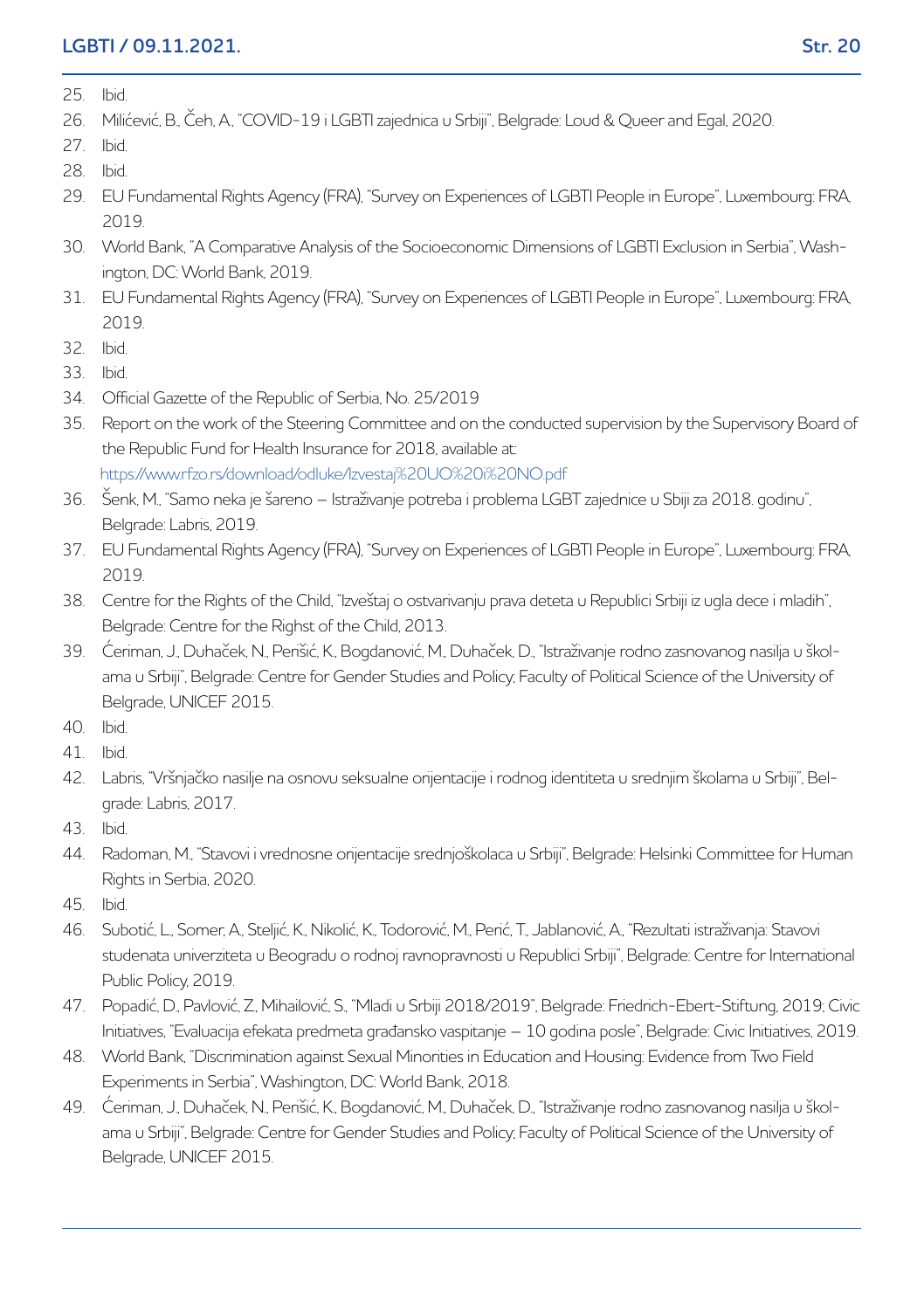25. Ibid.
26. Milićević, B., Čeh, A., "COVID-19 i LGBTI zajednica u Srbiji", Belgrade: Loud & Queer and Egal, 2020.
27. Ibid.
28. Ibid.
29. EU Fundamental Rights Agency (FRA), "Survey on Experiences of LGBTI People in Europe", Luxembourg: FRA, 2019.
30. World Bank, "A Comparative Analysis of the Socioeconomic Dimensions of LGBTI Exclusion in Serbia", Washington, DC: World Bank, 2019.
31. EU Fundamental Rights Agency (FRA), "Survey on Experiences of LGBTI People in Europe", Luxembourg: FRA, 2019.
32. Ibid.
33. Ibid.
34. Official Gazette of the Republic of Serbia, No. 25/2019
35. Report on the work of the Steering Committee and on the conducted supervision by the Supervisory Board of the Republic Fund for Health Insurance for 2018, available at: https://www.rfzo.rs/download/odluke/Izvestaj%20UO%20i%20NO.pdf
36. Šenk, M., "Samo neka je šareno – Istraživanje potreba i problema LGBT zajednice u Sbiji za 2018. godinu", Belgrade: Labris, 2019.
37. EU Fundamental Rights Agency (FRA), "Survey on Experiences of LGBTI People in Europe", Luxembourg: FRA, 2019.
38. Centre for the Rights of the Child, "Izveštaj o ostvarivanju prava deteta u Republici Srbiji iz ugla dece i mladih", Belgrade: Centre for the Righst of the Child, 2013.
39. Ćeriman, J., Duhaček, N., Perišić, K., Bogdanović, M., Duhaček, D., "Istraživanje rodno zasnovanog nasilja u školama u Srbiji", Belgrade: Centre for Gender Studies and Policy; Faculty of Political Science of the University of Belgrade, UNICEF 2015.
40. Ibid.
41. Ibid.
42. Labris, "Vršnjačko nasilje na osnovu seksualne orijentacije i rodnog identiteta u srednjim školama u Srbiji", Belgrade: Labris, 2017.
43. Ibid.
44. Radoman, M., "Stavovi i vrednosne orijentacije srednjoškolaca u Srbiji", Belgrade: Helsinki Committee for Human Rights in Serbia, 2020.
45. Ibid.
46. Subotić, L., Somer, A., Steljić, K., Nikolić, K., Todorović, M., Perić, T., Jablanović, A., "Rezultati istraživanja: Stavovi studenata univerziteta u Beogradu o rodnoj ravnopravnosti u Republici Srbiji", Belgrade: Centre for International Public Policy, 2019.
47. Popadić, D., Pavlović, Z., Mihailović, S., "Mladi u Srbiji 2018/2019", Belgrade: Friedrich-Ebert-Stiftung, 2019; Civic Initiatives, "Evaluacija efekata predmeta građansko vaspitanje – 10 godina posle", Belgrade: Civic Initiatives, 2019.
48. World Bank, "Discrimination against Sexual Minorities in Education and Housing: Evidence from Two Field Experiments in Serbia", Washington, DC: World Bank, 2018.
49. Ćeriman, J., Duhaček, N., Perišić, K., Bogdanović, M., Duhaček, D., "Istraživanje rodno zasnovanog nasilja u školama u Srbiji", Belgrade: Centre for Gender Studies and Policy; Faculty of Political Science of the University of Belgrade, UNICEF 2015.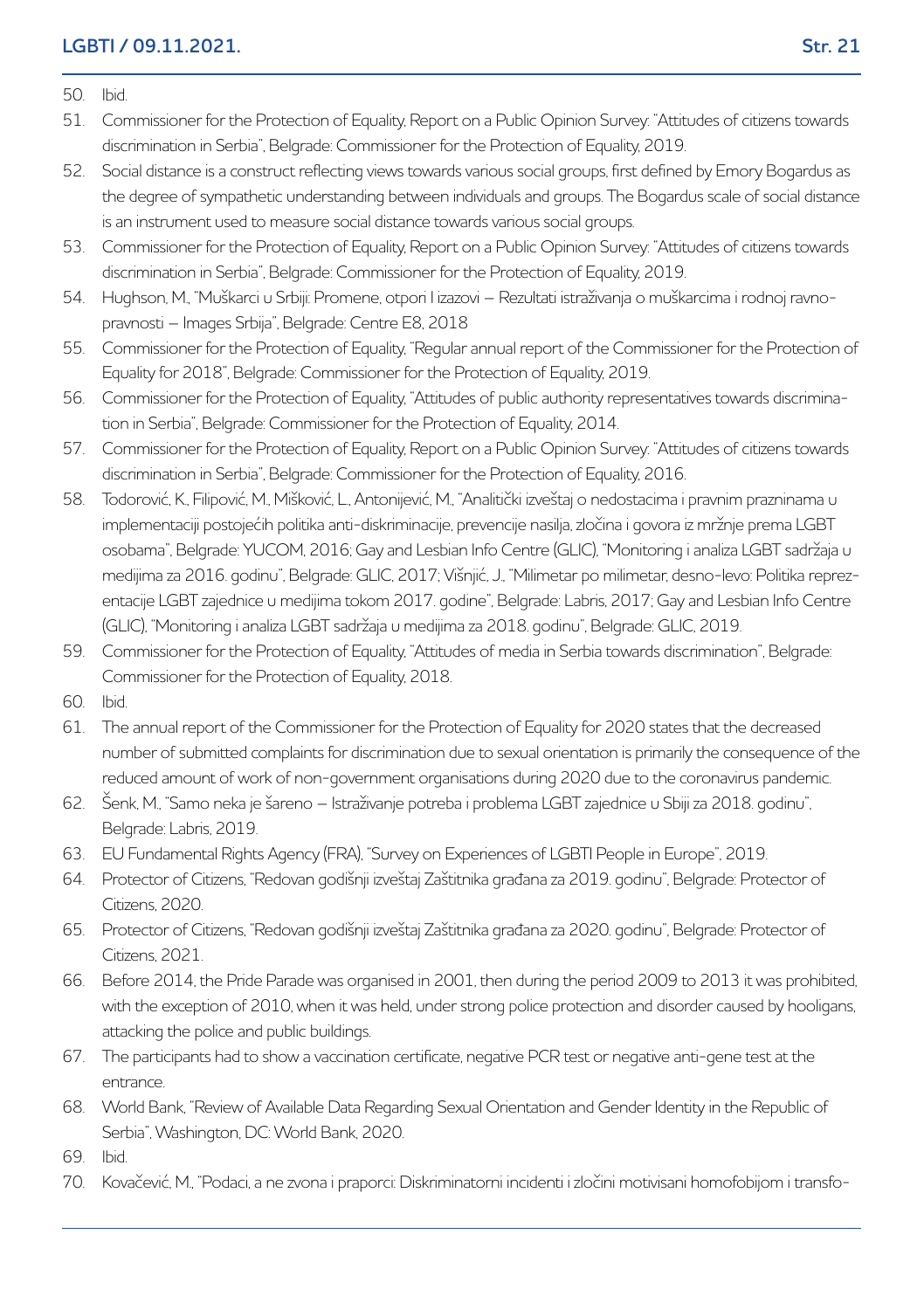50. Ibid.
51. Commissioner for the Protection of Equality, Report on a Public Opinion Survey: "Attitudes of citizens towards discrimination in Serbia", Belgrade: Commissioner for the Protection of Equality, 2019.
52. Social distance is a construct reflecting views towards various social groups, first defined by Emory Bogardus as the degree of sympathetic understanding between individuals and groups. The Bogardus scale of social distance is an instrument used to measure social distance towards various social groups.
53. Commissioner for the Protection of Equality, Report on a Public Opinion Survey: "Attitudes of citizens towards discrimination in Serbia", Belgrade: Commissioner for the Protection of Equality, 2019.
54. Hughson, M., "Muškarci u Srbiji: Promene, otpori I izazovi – Rezultati istraživanja o muškarcima i rodnoj ravnopravnosti – Images Srbija", Belgrade: Centre E8, 2018
55. Commissioner for the Protection of Equality, "Regular annual report of the Commissioner for the Protection of Equality for 2018", Belgrade: Commissioner for the Protection of Equality, 2019.
56. Commissioner for the Protection of Equality, "Attitudes of public authority representatives towards discrimination in Serbia", Belgrade: Commissioner for the Protection of Equality, 2014.
57. Commissioner for the Protection of Equality, Report on a Public Opinion Survey: "Attitudes of citizens towards discrimination in Serbia", Belgrade: Commissioner for the Protection of Equality, 2016.
58. Todorović, K., Filipović, M., Mišković, L., Antonijević, M., "Analitički izveštaj o nedostacima i pravnim prazninama u implementaciji postojećih politika anti-diskriminacije, prevencije nasilja, zločina i govora iz mržnje prema LGBT osobama", Belgrade: YUCOM, 2016; Gay and Lesbian Info Centre (GLIC), "Monitoring i analiza LGBT sadržaja u medijima za 2016. godinu", Belgrade: GLIC, 2017; Višnjić, J., "Milimetar po milimetar, desno-levo: Politika reprezentacije LGBT zajednice u medijima tokom 2017. godine", Belgrade: Labris, 2017; Gay and Lesbian Info Centre (GLIC), "Monitoring i analiza LGBT sadržaja u medijima za 2018. godinu", Belgrade: GLIC, 2019.
59. Commissioner for the Protection of Equality, "Attitudes of media in Serbia towards discrimination", Belgrade: Commissioner for the Protection of Equality, 2018.
60. Ibid.
61. The annual report of the Commissioner for the Protection of Equality for 2020 states that the decreased number of submitted complaints for discrimination due to sexual orientation is primarily the consequence of the reduced amount of work of non-government organisations during 2020 due to the coronavirus pandemic.
62. Šenk, M., "Samo neka je šareno – Istraživanje potreba i problema LGBT zajednice u Sbiji za 2018. godinu", Belgrade: Labris, 2019.
63. EU Fundamental Rights Agency (FRA), "Survey on Experiences of LGBTI People in Europe", 2019.
64. Protector of Citizens, "Redovan godišnji izveštaj Zaštitnika građana za 2019. godinu", Belgrade: Protector of Citizens, 2020.
65. Protector of Citizens, "Redovan godišnji izveštaj Zaštitnika građana za 2020. godinu", Belgrade: Protector of Citizens, 2021.
66. Before 2014, the Pride Parade was organised in 2001, then during the period 2009 to 2013 it was prohibited, with the exception of 2010, when it was held, under strong police protection and disorder caused by hooligans, attacking the police and public buildings.
67. The participants had to show a vaccination certificate, negative PCR test or negative anti-gene test at the entrance.
68. World Bank, "Review of Available Data Regarding Sexual Orientation and Gender Identity in the Republic of Serbia", Washington, DC: World Bank, 2020.
69. Ibid.
70. Kovačević, M., "Podaci, a ne zvona i praporci: Diskriminatorni incidenti i zločini motivisani homofobijom i transfo-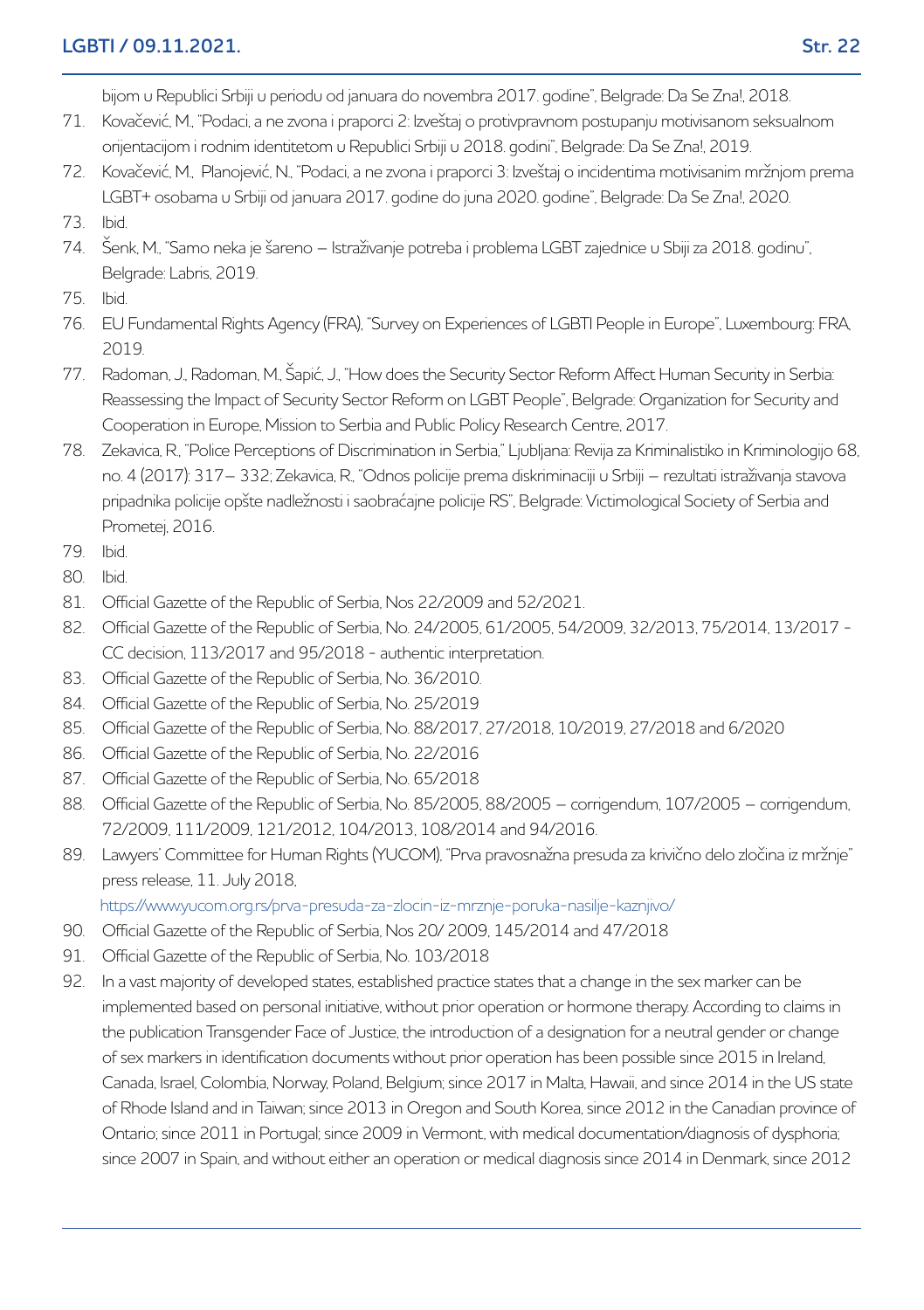bijom u Republici Srbiji u periodu od januara do novembra 2017. godine", Belgrade: Da Se Zna!, 2018.

71. Kovačević, M., "Podaci, a ne zvona i praporci 2: Izveštaj o protivpravnom postupanju motivisanom seksualnom orijentacijom i rodnim identitetom u Republici Srbiji u 2018. godini", Belgrade: Da Se Zna!, 2019.
72. Kovačević, M., Planojević, N., "Podaci, a ne zvona i praporci 3: Izveštaj o incidentima motivisanim mržnjom prema LGBT+ osobama u Srbiji od januara 2017. godine do juna 2020. godine", Belgrade: Da Se Zna!, 2020.
73. Ibid.
74. Šenk, M., "Samo neka je šareno – Istraživanje potreba i problema LGBT zajednice u Sbiji za 2018. godinu", Belgrade: Labris, 2019.
75. Ibid.
76. EU Fundamental Rights Agency (FRA), "Survey on Experiences of LGBTI People in Europe", Luxembourg: FRA, 2019.
77. Radoman, J., Radoman, M., Šapić, J., "How does the Security Sector Reform Affect Human Security in Serbia: Reassessing the Impact of Security Sector Reform on LGBT People", Belgrade: Organization for Security and Cooperation in Europe, Mission to Serbia and Public Policy Research Centre, 2017.
78. Zekavica, R., "Police Perceptions of Discrimination in Serbia," Ljubljana: Revija za Kriminalistiko in Kriminologijo 68, no. 4 (2017): 317– 332; Zekavica, R., "Odnos policije prema diskriminaciji u Srbiji – rezultati istraživanja stavova pripadnika policije opšte nadležnosti i saobraćajne policije RS", Belgrade: Victimological Society of Serbia and Prometej, 2016.
79. Ibid.
80. Ibid.
81. Official Gazette of the Republic of Serbia, Nos 22/2009 and 52/2021.
82. Official Gazette of the Republic of Serbia, No. 24/2005, 61/2005, 54/2009, 32/2013, 75/2014, 13/2017 - CC decision, 113/2017 and 95/2018 - authentic interpretation.
83. Official Gazette of the Republic of Serbia, No. 36/2010.
84. Official Gazette of the Republic of Serbia, No. 25/2019
85. Official Gazette of the Republic of Serbia, No. 88/2017, 27/2018, 10/2019, 27/2018 and 6/2020
86. Official Gazette of the Republic of Serbia, No. 22/2016
87. Official Gazette of the Republic of Serbia, No. 65/2018
88. Official Gazette of the Republic of Serbia, No. 85/2005, 88/2005 – corrigendum, 107/2005 – corrigendum, 72/2009, 111/2009, 121/2012, 104/2013, 108/2014 and 94/2016.
89. Lawyers' Committee for Human Rights (YUCOM), "Prva pravosnažna presuda za krivično delo zločina iz mržnje" press release, 11. July 2018, https://www.yucom.org.rs/prva-presuda-za-zlocin-iz-mrznje-poruka-nasilje-kaznjivo/
90. Official Gazette of the Republic of Serbia, Nos 20/ 2009, 145/2014 and 47/2018
91. Official Gazette of the Republic of Serbia, No. 103/2018
92. In a vast majority of developed states, established practice states that a change in the sex marker can be implemented based on personal initiative, without prior operation or hormone therapy. According to claims in the publication Transgender Face of Justice, the introduction of a designation for a neutral gender or change of sex markers in identification documents without prior operation has been possible since 2015 in Ireland, Canada, Israel, Colombia, Norway, Poland, Belgium; since 2017 in Malta, Hawaii, and since 2014 in the US state of Rhode Island and in Taiwan; since 2013 in Oregon and South Korea, since 2012 in the Canadian province of Ontario; since 2011 in Portugal; since 2009 in Vermont, with medical documentation/diagnosis of dysphoria; since 2007 in Spain, and without either an operation or medical diagnosis since 2014 in Denmark, since 2012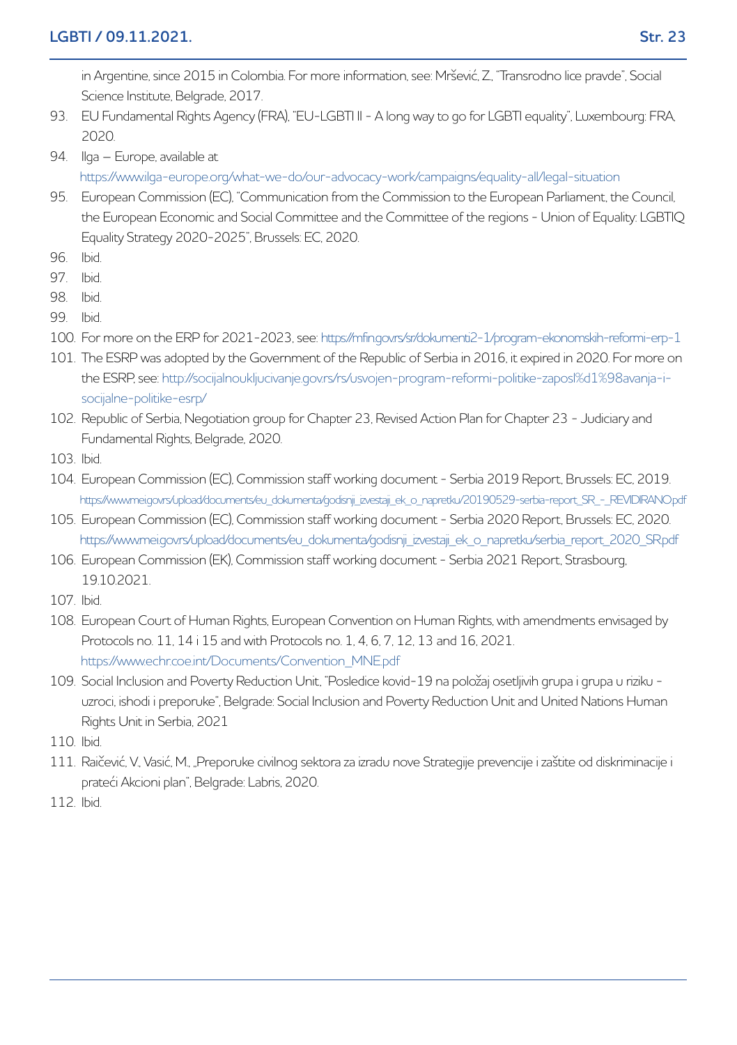in Argentine, since 2015 in Colombia. For more information, see: Mršević, Z., "Transrodno lice pravde", Social Science Institute, Belgrade, 2017.

93. EU Fundamental Rights Agency (FRA), "EU-LGBTI II - A long way to go for LGBTI equality", Luxembourg: FRA, 2020.
94. Ilga – Europe, available at https://www.ilga-europe.org/what-we-do/our-advocacy-work/campaigns/equality-all/legal-situation
95. European Commission (EC), "Communication from the Commission to the European Parliament, the Council, the European Economic and Social Committee and the Committee of the regions - Union of Equality: LGBTIQ Equality Strategy 2020-2025", Brussels: EC, 2020.
96. Ibid.
97. Ibid.
98. Ibid.
99. Ibid.
100. For more on the ERP for 2021-2023, see: https://mfin.gov.rs/sr/dokumenti2-1/program-ekonomskih-reformi-erp-1
101. The ESRP was adopted by the Government of the Republic of Serbia in 2016, it expired in 2020. For more on the ESRP, see: http://socijalnoukljucivanje.gov.rs/rs/usvojen-program-reformi-politike-zaposl%d1%98avanja-i-socijalne-politike-esrp/
102. Republic of Serbia, Negotiation group for Chapter 23, Revised Action Plan for Chapter 23 - Judiciary and Fundamental Rights, Belgrade, 2020.
103. Ibid.
104. European Commission (EC), Commission staff working document - Serbia 2019 Report, Brussels: EC, 2019. https://www.mei.gov.rs/upload/documents/eu_dokumenta/godisnji_izvestaji_ek_o_napretku/20190529-serbia-report_SR_-_REVIDIRANO.pdf
105. European Commission (EC), Commission staff working document - Serbia 2020 Report, Brussels: EC, 2020. https://www.mei.gov.rs/upload/documents/eu_dokumenta/godisnji_izvestaji_ek_o_napretku/serbia_report_2020_SR.pdf
106. European Commission (EK), Commission staff working document - Serbia 2021 Report, Strasbourg, 19.10.2021.
107. Ibid.
108. European Court of Human Rights, European Convention on Human Rights, with amendments envisaged by Protocols no. 11, 14 i 15 and with Protocols no. 1, 4, 6, 7, 12, 13 and 16, 2021. https://www.echr.coe.int/Documents/Convention_MNE.pdf
109. Social Inclusion and Poverty Reduction Unit, "Posledice kovid-19 na položaj osetljivih grupa i grupa u riziku - uzroci, ishodi i preporuke", Belgrade: Social Inclusion and Poverty Reduction Unit and United Nations Human Rights Unit in Serbia, 2021
110. Ibid.
111. Raičević, V., Vasić, M., „Preporuke civilnog sektora za izradu nove Strategije prevencije i zaštite od diskriminacije i prateći Akcioni plan", Belgrade: Labris, 2020.
112. Ibid.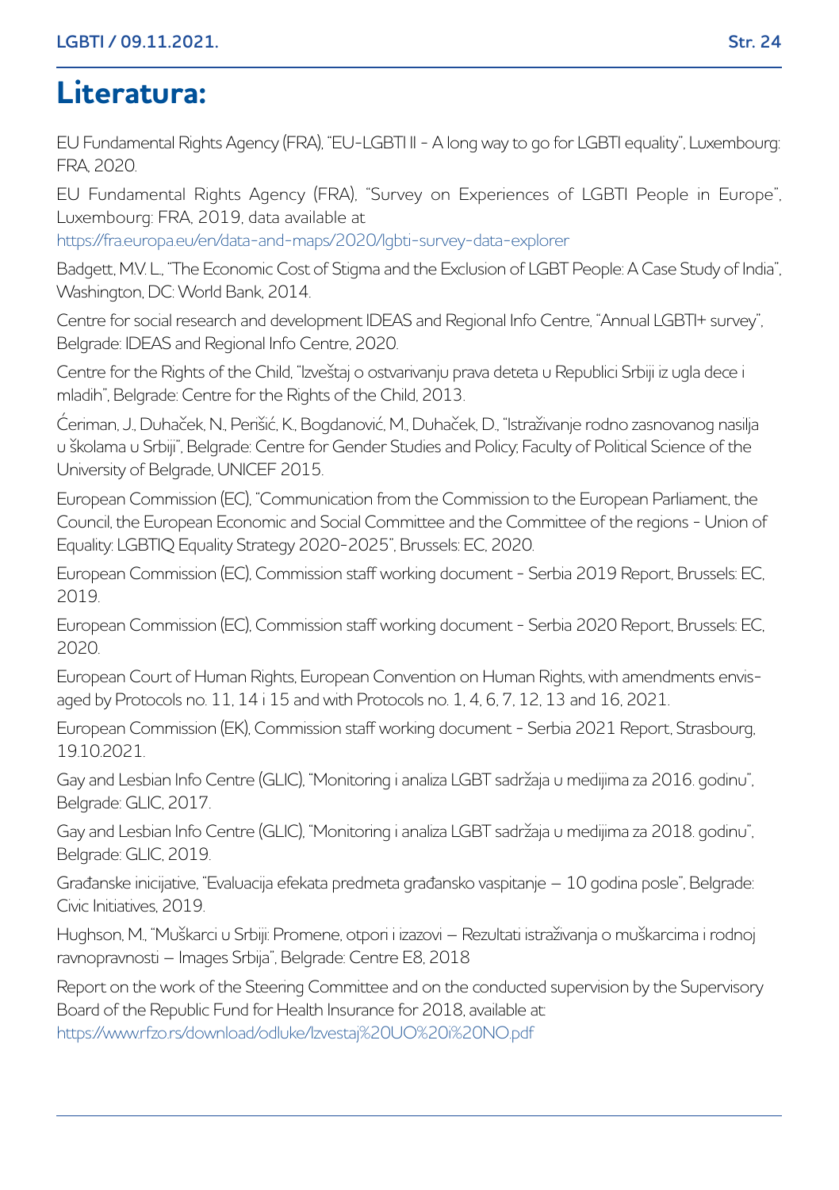# Literatura:

EU Fundamental Rights Agency (FRA), "EU-LGBTI II - A long way to go for LGBTI equality", Luxembourg: FRA, 2020.

EU Fundamental Rights Agency (FRA), "Survey on Experiences of LGBTI People in Europe", Luxembourg: FRA, 2019, data available at https://fra.europa.eu/en/data-and-maps/2020/lgbti-survey-data-explorer

Badgett, M.V. L., "The Economic Cost of Stigma and the Exclusion of LGBT People: A Case Study of India", Washington, DC: World Bank, 2014.

Centre for social research and development IDEAS and Regional Info Centre, "Annual LGBTI+ survey", Belgrade: IDEAS and Regional Info Centre, 2020.

Centre for the Rights of the Child, "Izveštaj o ostvarivanju prava deteta u Republici Srbiji iz ugla dece i mladih", Belgrade: Centre for the Rights of the Child, 2013.

Ćeriman, J., Duhaček, N., Perišić, K., Bogdanović, M., Duhaček, D., "Istraživanje rodno zasnovanog nasilja u školama u Srbiji", Belgrade: Centre for Gender Studies and Policy, Faculty of Political Science of the University of Belgrade, UNICEF 2015.

European Commission (EC), "Communication from the Commission to the European Parliament, the Council, the European Economic and Social Committee and the Committee of the regions - Union of Equality: LGBTIQ Equality Strategy 2020-2025", Brussels: EC, 2020.

European Commission (EC), Commission staff working document - Serbia 2019 Report, Brussels: EC, 2019.

European Commission (EC), Commission staff working document - Serbia 2020 Report, Brussels: EC, 2020.

European Court of Human Rights, European Convention on Human Rights, with amendments envisaged by Protocols no. 11, 14 i 15 and with Protocols no. 1, 4, 6, 7, 12, 13 and 16, 2021.

European Commission (EK), Commission staff working document - Serbia 2021 Report, Strasbourg, 19.10.2021.

Gay and Lesbian Info Centre (GLIC), "Monitoring i analiza LGBT sadržaja u medijima za 2016. godinu", Belgrade: GLIC, 2017.

Gay and Lesbian Info Centre (GLIC), "Monitoring i analiza LGBT sadržaja u medijima za 2018. godinu", Belgrade: GLIC, 2019.

Građanske inicijative, "Evaluacija efekata predmeta građansko vaspitanje – 10 godina posle", Belgrade: Civic Initiatives, 2019.

Hughson, M., "Muškarci u Srbiji: Promene, otpori i izazovi – Rezultati istraživanja o muškarcima i rodnoj ravnopravnosti – Images Srbija", Belgrade: Centre E8, 2018

Report on the work of the Steering Committee and on the conducted supervision by the Supervisory Board of the Republic Fund for Health Insurance for 2018, available at: https://www.rfzo.rs/download/odluke/Izvestaj%20UO%20i%20NO.pdf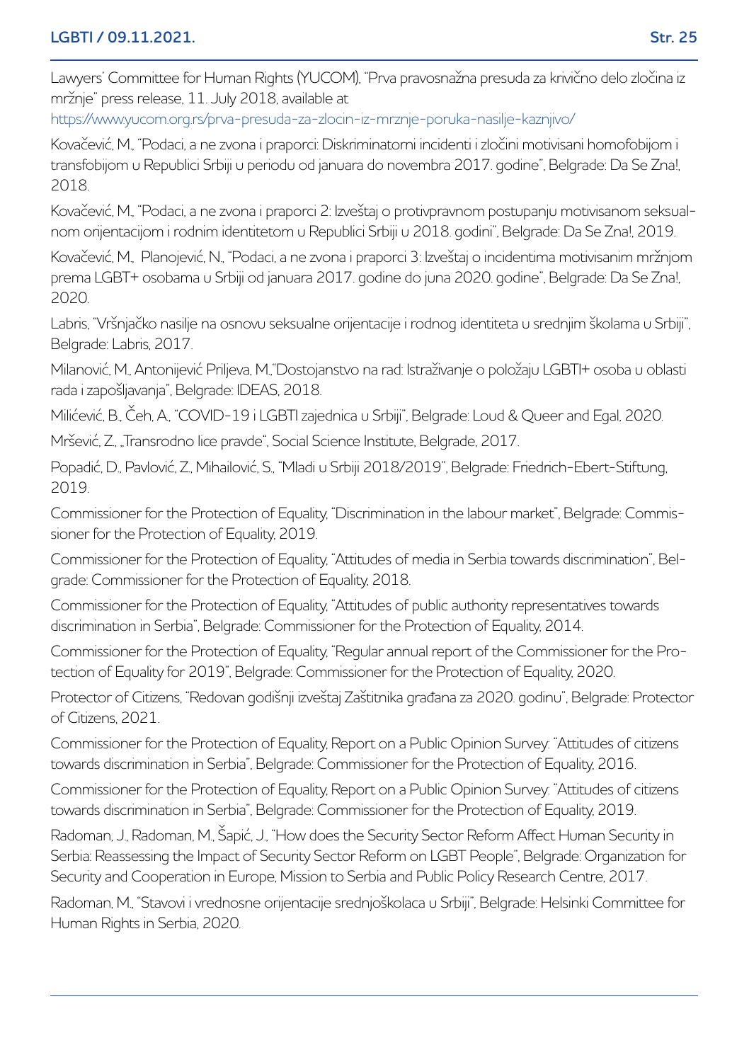Lawyers' Committee for Human Rights (YUCOM), "Prva pravosnažna presuda za krivično delo zločina iz mržnje" press release, 11. July 2018, available at https://www.yucom.org.rs/prva-presuda-za-zlocin-iz-mrznje-poruka-nasilje-kaznjivo/

Kovačević, M., "Podaci, a ne zvona i praporci: Diskriminatorni incidenti i zločini motivisani homofobijom i transfobijom u Republici Srbiji u periodu od januara do novembra 2017. godine", Belgrade: Da Se Zna!, 2018.

Kovačević, M., "Podaci, a ne zvona i praporci 2: Izveštaj o protivpravnom postupanju motivisanom seksualnom orijentacijom i rodnim identitetom u Republici Srbiji u 2018. godini", Belgrade: Da Se Zna!, 2019.

Kovačević, M., Planojević, N., "Podaci, a ne zvona i praporci 3: Izveštaj o incidentima motivisanim mržnjom prema LGBT+ osobama u Srbiji od januara 2017. godine do juna 2020. godine", Belgrade: Da Se Zna!, 2020.

Labris, "Vršnjačko nasilje na osnovu seksualne orijentacije i rodnog identiteta u srednjim školama u Srbiji", Belgrade: Labris, 2017.

Milanović, M., Antonijević Priljeva, M.,"Dostojanstvo na rad: Istraživanje o položaju LGBTI+ osoba u oblasti rada i zapošljavanja", Belgrade: IDEAS, 2018.

Milićević, B., Čeh, A., "COVID-19 i LGBTI zajednica u Srbiji", Belgrade: Loud & Queer and Egal, 2020.

Mršević, Z., „Transrodno lice pravde", Social Science Institute, Belgrade, 2017.

Popadić, D., Pavlović, Z., Mihailović, S., "Mladi u Srbiji 2018/2019", Belgrade: Friedrich-Ebert-Stiftung, 2019.

Commissioner for the Protection of Equality, "Discrimination in the labour market", Belgrade: Commissioner for the Protection of Equality, 2019.

Commissioner for the Protection of Equality, "Attitudes of media in Serbia towards discrimination", Belgrade: Commissioner for the Protection of Equality, 2018.

Commissioner for the Protection of Equality, "Attitudes of public authority representatives towards discrimination in Serbia", Belgrade: Commissioner for the Protection of Equality, 2014.

Commissioner for the Protection of Equality, "Regular annual report of the Commissioner for the Protection of Equality for 2019", Belgrade: Commissioner for the Protection of Equality, 2020.

Protector of Citizens, "Redovan godišnji izveštaj Zaštitnika građana za 2020. godinu", Belgrade: Protector of Citizens, 2021.

Commissioner for the Protection of Equality, Report on a Public Opinion Survey: "Attitudes of citizens towards discrimination in Serbia", Belgrade: Commissioner for the Protection of Equality, 2016.

Commissioner for the Protection of Equality, Report on a Public Opinion Survey: "Attitudes of citizens towards discrimination in Serbia", Belgrade: Commissioner for the Protection of Equality, 2019.

Radoman, J., Radoman, M., Šapić, J., "How does the Security Sector Reform Affect Human Security in Serbia: Reassessing the Impact of Security Sector Reform on LGBT People", Belgrade: Organization for Security and Cooperation in Europe, Mission to Serbia and Public Policy Research Centre, 2017.

Radoman, M., "Stavovi i vrednosne orijentacije srednjoškolaca u Srbiji", Belgrade: Helsinki Committee for Human Rights in Serbia, 2020.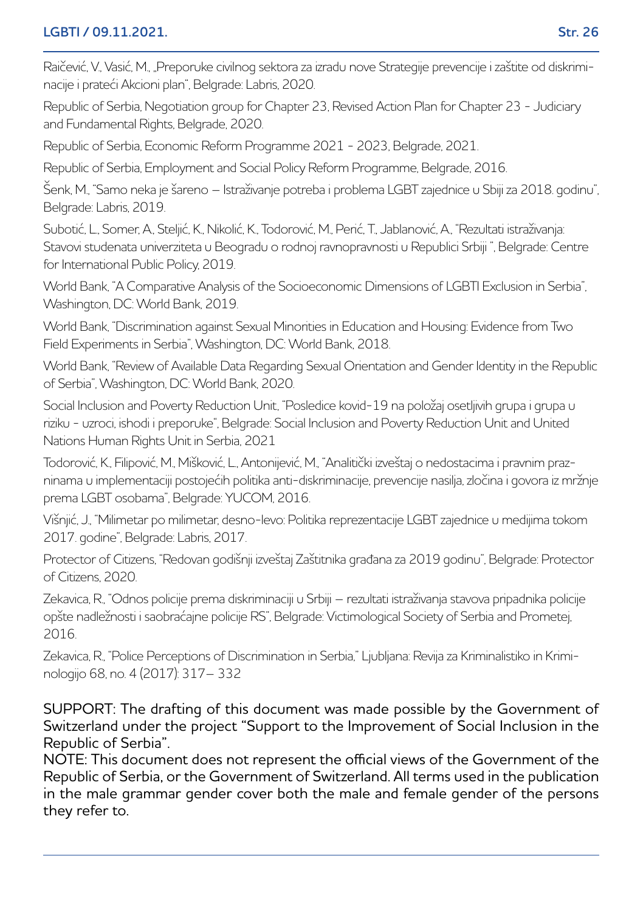Raičević, V., Vasić, M., „Preporuke civilnog sektora za izradu nove Strategije prevencije i zaštite od diskriminacije i prateći Akcioni plan", Belgrade: Labris, 2020.

Republic of Serbia, Negotiation group for Chapter 23, Revised Action Plan for Chapter 23 - Judiciary and Fundamental Rights, Belgrade, 2020.

Republic of Serbia, Economic Reform Programme 2021 - 2023, Belgrade, 2021.

Republic of Serbia, Employment and Social Policy Reform Programme, Belgrade, 2016.

Šenk, M., "Samo neka je šareno – Istraživanje potreba i problema LGBT zajednice u Sbiji za 2018. godinu", Belgrade: Labris, 2019.

Subotić, L., Somer, A., Steljić, K., Nikolić, K., Todorović, M., Perić, T., Jablanović, A., "Rezultati istraživanja: Stavovi studenata univerziteta u Beogradu o rodnoj ravnopravnosti u Republici Srbiji ", Belgrade: Centre for International Public Policy, 2019.

World Bank, "A Comparative Analysis of the Socioeconomic Dimensions of LGBTI Exclusion in Serbia", Washington, DC: World Bank, 2019.

World Bank, "Discrimination against Sexual Minorities in Education and Housing: Evidence from Two Field Experiments in Serbia", Washington, DC: World Bank, 2018.

World Bank, "Review of Available Data Regarding Sexual Orientation and Gender Identity in the Republic of Serbia", Washington, DC: World Bank, 2020.

Social Inclusion and Poverty Reduction Unit, "Posledice kovid-19 na položaj osetljivih grupa i grupa u riziku - uzroci, ishodi i preporuke", Belgrade: Social Inclusion and Poverty Reduction Unit and United Nations Human Rights Unit in Serbia, 2021

Todorović, K., Filipović, M., Mišković, L., Antonijević, M., "Analitički izveštaj o nedostacima i pravnim prazninama u implementaciji postojećih politika anti-diskriminacije, prevencije nasilja, zločina i govora iz mržnje prema LGBT osobama", Belgrade: YUCOM, 2016.

Višnjić, J., "Milimetar po milimetar, desno-levo: Politika reprezentacije LGBT zajednice u medijima tokom 2017. godine", Belgrade: Labris, 2017.

Protector of Citizens, "Redovan godišnji izveštaj Zaštitnika građana za 2019 godinu", Belgrade: Protector of Citizens, 2020.

Zekavica, R., "Odnos policije prema diskriminaciji u Srbiji – rezultati istraživanja stavova pripadnika policije opšte nadležnosti i saobraćajne policije RS", Belgrade: Victimological Society of Serbia and Prometej, 2016.

Zekavica, R., "Police Perceptions of Discrimination in Serbia," Ljubljana: Revija za Kriminalistiko in Kriminologijo 68, no. 4 (2017): 317– 332

SUPPORT: The drafting of this document was made possible by the Government of Switzerland under the project "Support to the Improvement of Social Inclusion in the Republic of Serbia".
NOTE: This document does not represent the official views of the Government of the Republic of Serbia, or the Government of Switzerland. All terms used in the publication in the male grammar gender cover both the male and female gender of the persons they refer to.